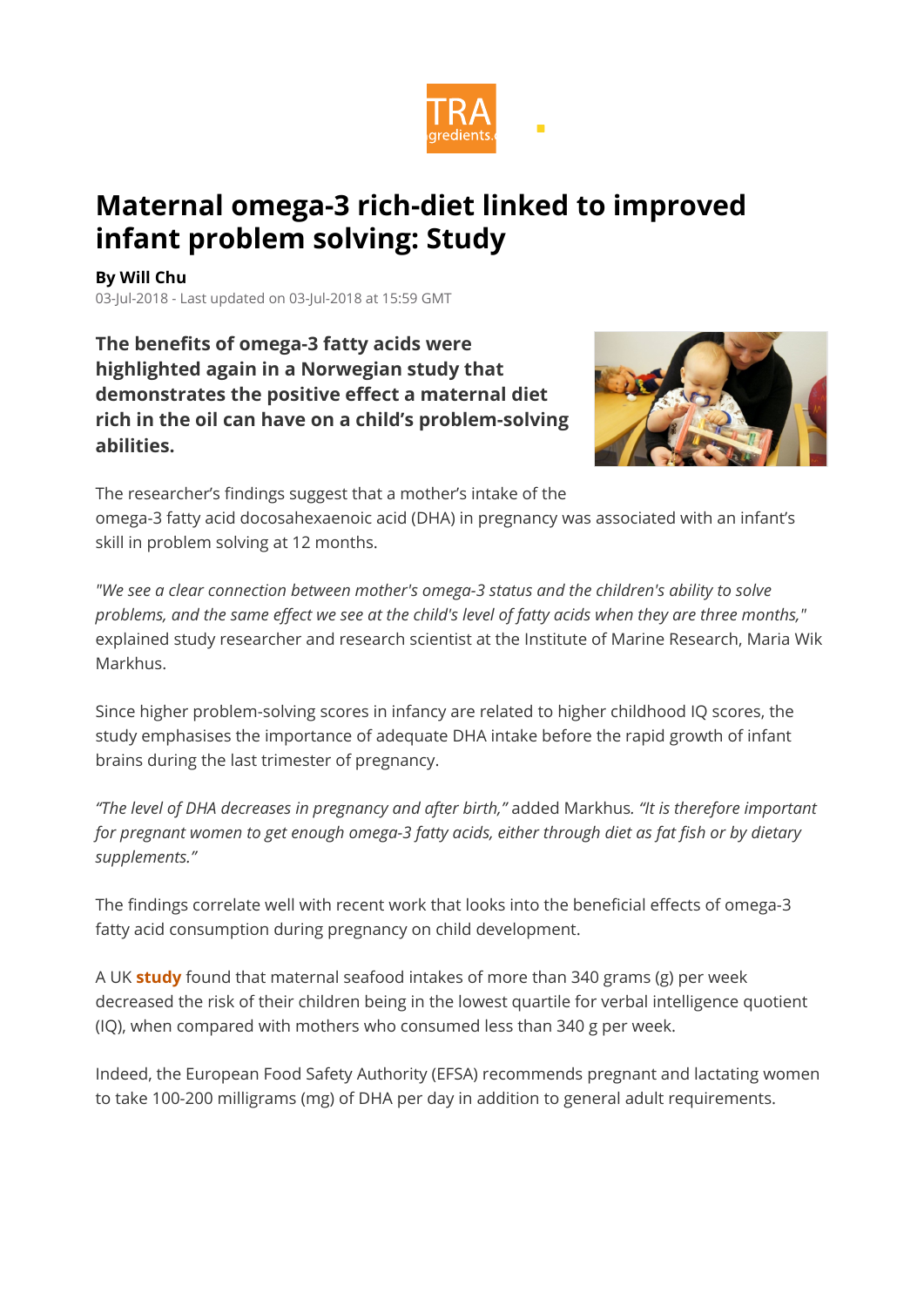# Maternal omega-3 rich-diet linked to improved infant problem solving: Study

**By Will Chu**

03-Jul-2018 - Last updated on 03-Jul-2018 at 15:59 GMT

**The benefits of omega-3 fatty acids were highlighted again in a Norwegian study that demonstrates the positive effect a maternal diet rich in the oil can have on a child's problem-solving abilities.**

The researcher's findings suggest that a mother's intake of the omega-3 fatty acid docosahexaenoic acid (DHA) in pregnancy was associated with an infant's skill in problem solving at 12 months.

*"We see a clear connection between mother's omega-3 status and the children's ability to solve problems, and the same effect we see at the child's level of fatty acids when they are three months,"* explained study researcher and research scientist at the Institute of Marine Research, Maria Wik Markhus.

Since higher problem-solving scores in infancy are related to higher childhood IQ scores, the study emphasises the importance of adequate DHA intake before the rapid growth of infant brains during the last trimester of pregnancy.

*"The level of DHA decreases in pregnancy and after birth,"* added Markhus. *"It is therefore important for pregnant women to get enough omega-3 fatty acids, either through diet as fat fish or by dietary supplements."*

The findings correlate well with recent work that looks into the beneficial effects of omega-3 fatty acid consumption during pregnancy on child development.

A UK **study** found that maternal seafood intakes of more than 340 grams (g) per week decreased the risk of their children being in the lowest quartile for verbal intelligence quotient (IQ), when compared with mothers who consumed less than 340 g per week.

Indeed, the European Food Safety Authority (EFSA) recommends pregnant and lactating women to take 100-200 milligrams (mg) of DHA per day in addition to general adult requirements.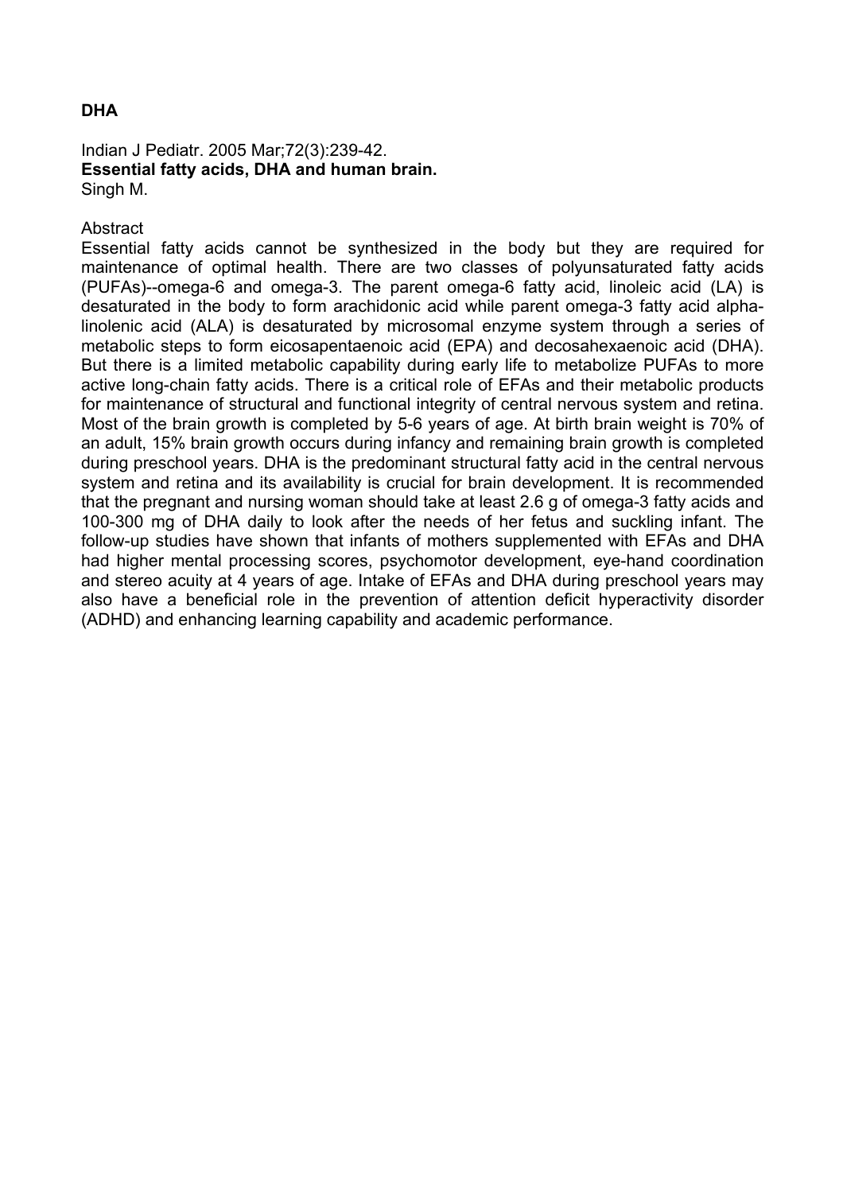# DHA

Indian J Pediatr. 2005 Mar;72(3):239-42.
**Essential fatty acids, DHA and human brain.**
Singh M.

Abstract
Essential fatty acids cannot be synthesized in the body but they are required for maintenance of optimal health. There are two classes of polyunsaturated fatty acids (PUFAs)--omega-6 and omega-3. The parent omega-6 fatty acid, linoleic acid (LA) is desaturated in the body to form arachidonic acid while parent omega-3 fatty acid alpha-linolenic acid (ALA) is desaturated by microsomal enzyme system through a series of metabolic steps to form eicosapentaenoic acid (EPA) and decosahexaenoic acid (DHA). But there is a limited metabolic capability during early life to metabolize PUFAs to more active long-chain fatty acids. There is a critical role of EFAs and their metabolic products for maintenance of structural and functional integrity of central nervous system and retina. Most of the brain growth is completed by 5-6 years of age. At birth brain weight is 70% of an adult, 15% brain growth occurs during infancy and remaining brain growth is completed during preschool years. DHA is the predominant structural fatty acid in the central nervous system and retina and its availability is crucial for brain development. It is recommended that the pregnant and nursing woman should take at least 2.6 g of omega-3 fatty acids and 100-300 mg of DHA daily to look after the needs of her fetus and suckling infant. The follow-up studies have shown that infants of mothers supplemented with EFAs and DHA had higher mental processing scores, psychomotor development, eye-hand coordination and stereo acuity at 4 years of age. Intake of EFAs and DHA during preschool years may also have a beneficial role in the prevention of attention deficit hyperactivity disorder (ADHD) and enhancing learning capability and academic performance.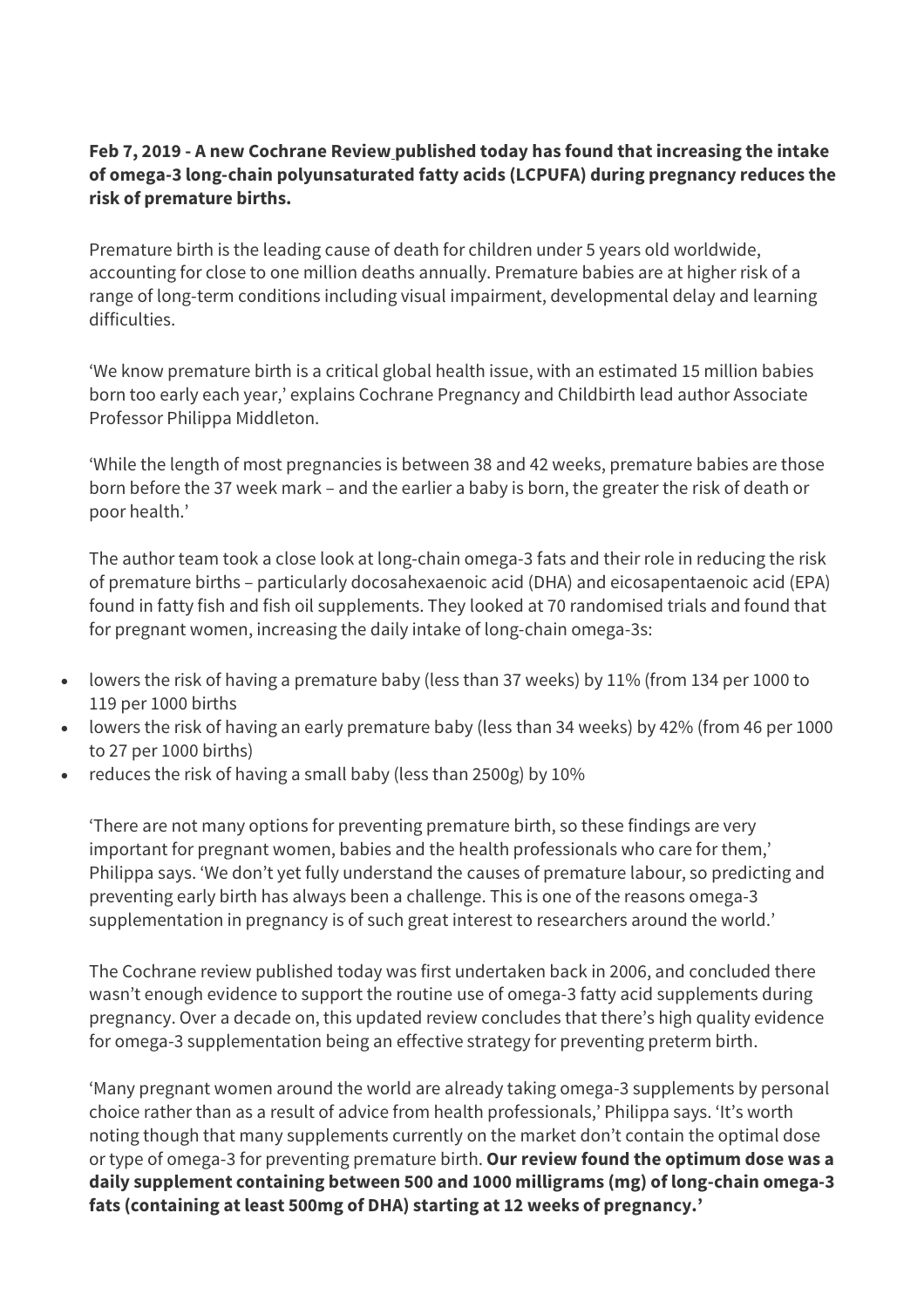**Feb 7, 2019 - A new Cochrane Review published today has found that increasing the intake of omega-3 long-chain polyunsaturated fatty acids (LCPUFA) during pregnancy reduces the risk of premature births.**

Premature birth is the leading cause of death for children under 5 years old worldwide, accounting for close to one million deaths annually. Premature babies are at higher risk of a range of long-term conditions including visual impairment, developmental delay and learning difficulties.

'We know premature birth is a critical global health issue, with an estimated 15 million babies born too early each year,' explains Cochrane Pregnancy and Childbirth lead author Associate Professor Philippa Middleton.

'While the length of most pregnancies is between 38 and 42 weeks, premature babies are those born before the 37 week mark – and the earlier a baby is born, the greater the risk of death or poor health.'

The author team took a close look at long-chain omega-3 fats and their role in reducing the risk of premature births – particularly docosahexaenoic acid (DHA) and eicosapentaenoic acid (EPA) found in fatty fish and fish oil supplements. They looked at 70 randomised trials and found that for pregnant women, increasing the daily intake of long-chain omega-3s:

- lowers the risk of having a premature baby (less than 37 weeks) by 11% (from 134 per 1000 to 119 per 1000 births
- lowers the risk of having an early premature baby (less than 34 weeks) by 42% (from 46 per 1000 to 27 per 1000 births)
- reduces the risk of having a small baby (less than 2500g) by 10%

'There are not many options for preventing premature birth, so these findings are very important for pregnant women, babies and the health professionals who care for them,' Philippa says. 'We don't yet fully understand the causes of premature labour, so predicting and preventing early birth has always been a challenge. This is one of the reasons omega-3 supplementation in pregnancy is of such great interest to researchers around the world.'

The Cochrane review published today was first undertaken back in 2006, and concluded there wasn't enough evidence to support the routine use of omega-3 fatty acid supplements during pregnancy. Over a decade on, this updated review concludes that there's high quality evidence for omega-3 supplementation being an effective strategy for preventing preterm birth.

'Many pregnant women around the world are already taking omega-3 supplements by personal choice rather than as a result of advice from health professionals,' Philippa says. 'It's worth noting though that many supplements currently on the market don't contain the optimal dose or type of omega-3 for preventing premature birth. **Our review found the optimum dose was a daily supplement containing between 500 and 1000 milligrams (mg) of long-chain omega-3 fats (containing at least 500mg of DHA) starting at 12 weeks of pregnancy.'**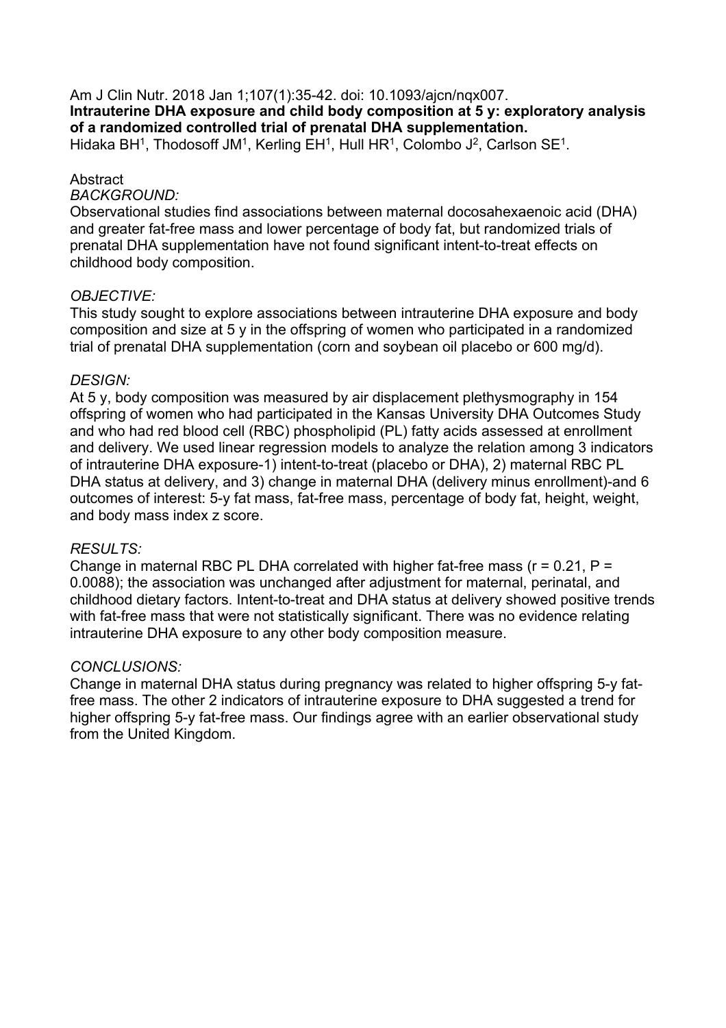Am J Clin Nutr. 2018 Jan 1;107(1):35-42. doi: 10.1093/ajcn/nqx007.

**Intrauterine DHA exposure and child body composition at 5 y: exploratory analysis of a randomized controlled trial of prenatal DHA supplementation.**

Hidaka BH[1], Thodosoff JM[1], Kerling EH[1], Hull HR[1], Colombo J[2], Carlson SE[1].

Abstract

*BACKGROUND:*

Observational studies find associations between maternal docosahexaenoic acid (DHA) and greater fat-free mass and lower percentage of body fat, but randomized trials of prenatal DHA supplementation have not found significant intent-to-treat effects on childhood body composition.

*OBJECTIVE:*

This study sought to explore associations between intrauterine DHA exposure and body composition and size at 5 y in the offspring of women who participated in a randomized trial of prenatal DHA supplementation (corn and soybean oil placebo or 600 mg/d).

*DESIGN:*

At 5 y, body composition was measured by air displacement plethysmography in 154 offspring of women who had participated in the Kansas University DHA Outcomes Study and who had red blood cell (RBC) phospholipid (PL) fatty acids assessed at enrollment and delivery. We used linear regression models to analyze the relation among 3 indicators of intrauterine DHA exposure-1) intent-to-treat (placebo or DHA), 2) maternal RBC PL DHA status at delivery, and 3) change in maternal DHA (delivery minus enrollment)-and 6 outcomes of interest: 5-y fat mass, fat-free mass, percentage of body fat, height, weight, and body mass index z score.

*RESULTS:*

Change in maternal RBC PL DHA correlated with higher fat-free mass ($r = 0.21$, $P = 0.0088$); the association was unchanged after adjustment for maternal, perinatal, and childhood dietary factors. Intent-to-treat and DHA status at delivery showed positive trends with fat-free mass that were not statistically significant. There was no evidence relating intrauterine DHA exposure to any other body composition measure.

*CONCLUSIONS:*

Change in maternal DHA status during pregnancy was related to higher offspring 5-y fat-free mass. The other 2 indicators of intrauterine exposure to DHA suggested a trend for higher offspring 5-y fat-free mass. Our findings agree with an earlier observational study from the United Kingdom.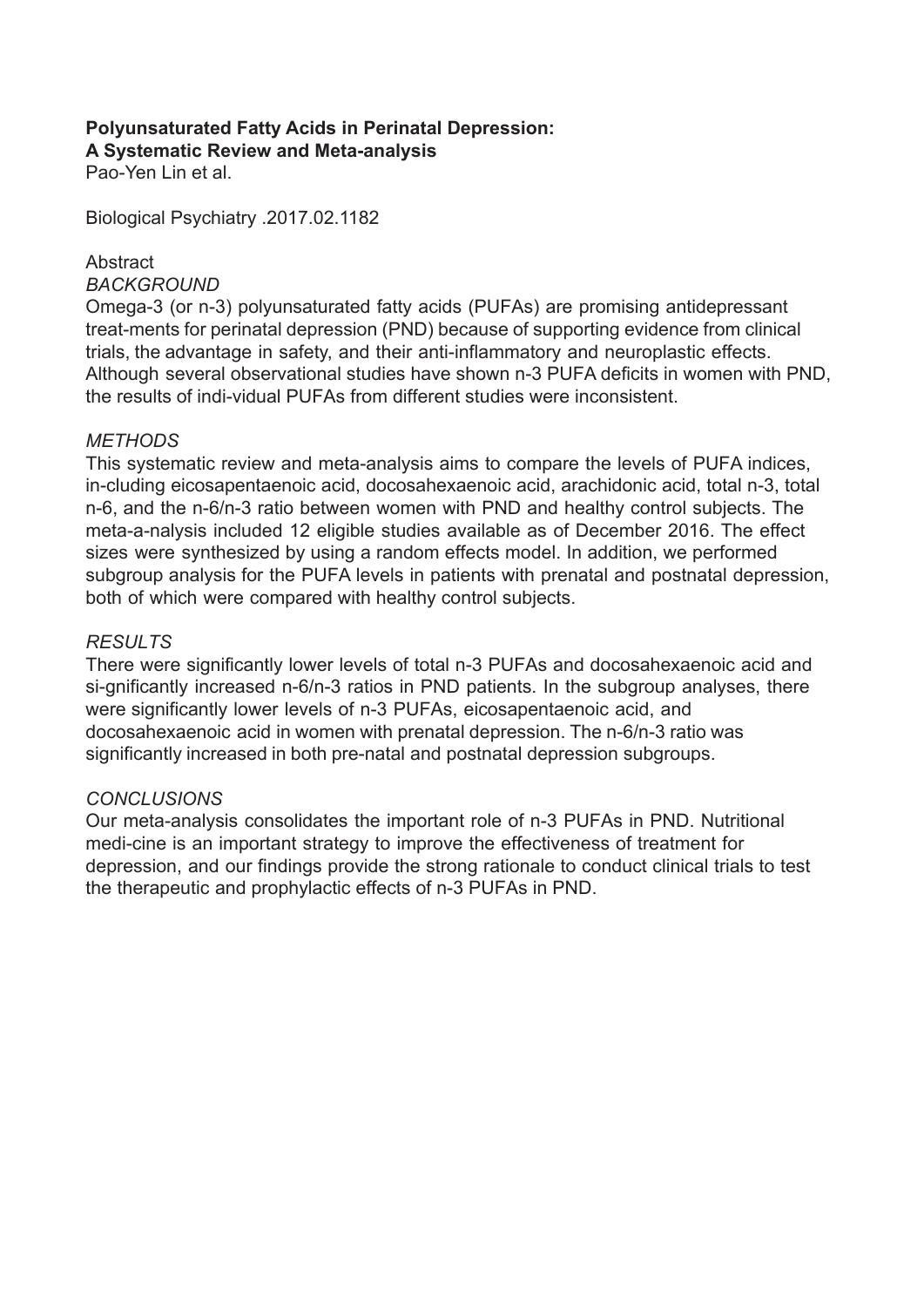**Polyunsaturated Fatty Acids in Perinatal Depression:**
**A Systematic Review and Meta-analysis**
Pao-Yen Lin et al.

Biological Psychiatry .2017.02.1182

Abstract

*BACKGROUND*

Omega-3 (or n-3) polyunsaturated fatty acids (PUFAs) are promising antidepressant treat-ments for perinatal depression (PND) because of supporting evidence from clinical trials, the advantage in safety, and their anti-inflammatory and neuroplastic effects. Although several observational studies have shown n-3 PUFA deficits in women with PND, the results of indi-vidual PUFAs from different studies were inconsistent.

*METHODS*

This systematic review and meta-analysis aims to compare the levels of PUFA indices, in-cluding eicosapentaenoic acid, docosahexaenoic acid, arachidonic acid, total n-3, total n-6, and the n-6/n-3 ratio between women with PND and healthy control subjects. The meta-a-nalysis included 12 eligible studies available as of December 2016. The effect sizes were synthesized by using a random effects model. In addition, we performed subgroup analysis for the PUFA levels in patients with prenatal and postnatal depression, both of which were compared with healthy control subjects.

*RESULTS*

There were significantly lower levels of total n-3 PUFAs and docosahexaenoic acid and si-gnificantly increased n-6/n-3 ratios in PND patients. In the subgroup analyses, there were significantly lower levels of n-3 PUFAs, eicosapentaenoic acid, and docosahexaenoic acid in women with prenatal depression. The n-6/n-3 ratio was significantly increased in both pre-natal and postnatal depression subgroups.

*CONCLUSIONS*

Our meta-analysis consolidates the important role of n-3 PUFAs in PND. Nutritional medi-cine is an important strategy to improve the effectiveness of treatment for depression, and our findings provide the strong rationale to conduct clinical trials to test the therapeutic and prophylactic effects of n-3 PUFAs in PND.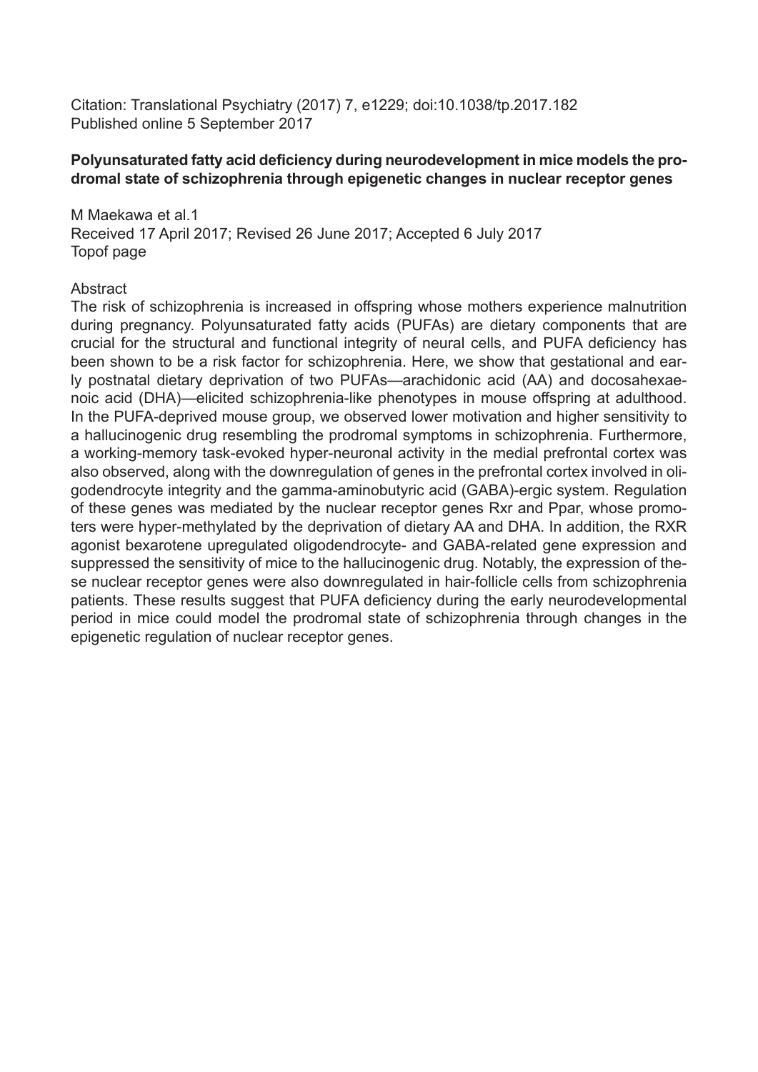Citation: Translational Psychiatry (2017) 7, e1229; doi:10.1038/tp.2017.182
Published online 5 September 2017

**Polyunsaturated fatty acid deficiency during neurodevelopment in mice models the prodromal state of schizophrenia through epigenetic changes in nuclear receptor genes**

M Maekawa et al.1
Received 17 April 2017; Revised 26 June 2017; Accepted 6 July 2017
Topof page

Abstract

The risk of schizophrenia is increased in offspring whose mothers experience malnutrition during pregnancy. Polyunsaturated fatty acids (PUFAs) are dietary components that are crucial for the structural and functional integrity of neural cells, and PUFA deficiency has been shown to be a risk factor for schizophrenia. Here, we show that gestational and early postnatal dietary deprivation of two PUFAs—arachidonic acid (AA) and docosahexaenoic acid (DHA)—elicited schizophrenia-like phenotypes in mouse offspring at adulthood. In the PUFA-deprived mouse group, we observed lower motivation and higher sensitivity to a hallucinogenic drug resembling the prodromal symptoms in schizophrenia. Furthermore, a working-memory task-evoked hyper-neuronal activity in the medial prefrontal cortex was also observed, along with the downregulation of genes in the prefrontal cortex involved in oligodendrocyte integrity and the gamma-aminobutyric acid (GABA)-ergic system. Regulation of these genes was mediated by the nuclear receptor genes Rxr and Ppar, whose promoters were hyper-methylated by the deprivation of dietary AA and DHA. In addition, the RXR agonist bexarotene upregulated oligodendrocyte- and GABA-related gene expression and suppressed the sensitivity of mice to the hallucinogenic drug. Notably, the expression of these nuclear receptor genes were also downregulated in hair-follicle cells from schizophrenia patients. These results suggest that PUFA deficiency during the early neurodevelopmental period in mice could model the prodromal state of schizophrenia through changes in the epigenetic regulation of nuclear receptor genes.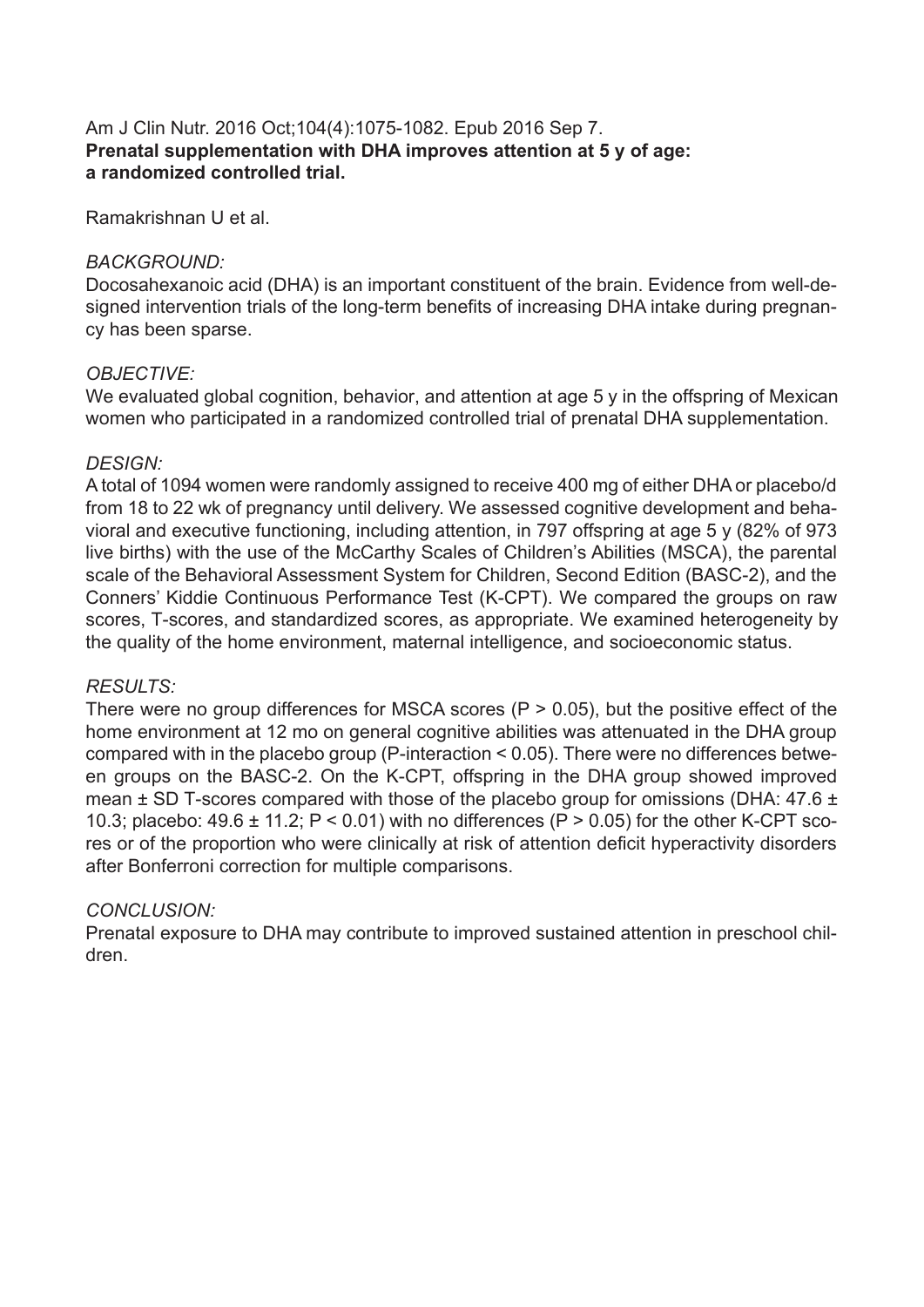Am J Clin Nutr. 2016 Oct;104(4):1075-1082. Epub 2016 Sep 7.

**Prenatal supplementation with DHA improves attention at 5 y of age: a randomized controlled trial.**

Ramakrishnan U et al.

*BACKGROUND:*

Docosahexanoic acid (DHA) is an important constituent of the brain. Evidence from well-designed intervention trials of the long-term benefits of increasing DHA intake during pregnancy has been sparse.

*OBJECTIVE:*

We evaluated global cognition, behavior, and attention at age 5 y in the offspring of Mexican women who participated in a randomized controlled trial of prenatal DHA supplementation.

*DESIGN:*

A total of 1094 women were randomly assigned to receive 400 mg of either DHA or placebo/d from 18 to 22 wk of pregnancy until delivery. We assessed cognitive development and behavioral and executive functioning, including attention, in 797 offspring at age 5 y (82% of 973 live births) with the use of the McCarthy Scales of Children's Abilities (MSCA), the parental scale of the Behavioral Assessment System for Children, Second Edition (BASC-2), and the Conners' Kiddie Continuous Performance Test (K-CPT). We compared the groups on raw scores, T-scores, and standardized scores, as appropriate. We examined heterogeneity by the quality of the home environment, maternal intelligence, and socioeconomic status.

*RESULTS:*

There were no group differences for MSCA scores ($P > 0.05$), but the positive effect of the home environment at 12 mo on general cognitive abilities was attenuated in the DHA group compared with in the placebo group (P-interaction $< 0.05$). There were no differences between groups on the BASC-2. On the K-CPT, offspring in the DHA group showed improved mean ± SD T-scores compared with those of the placebo group for omissions (DHA: $47.6 \pm 10.3$; placebo: $49.6 \pm 11.2$; $P < 0.01$) with no differences ($P > 0.05$) for the other K-CPT scores or of the proportion who were clinically at risk of attention deficit hyperactivity disorders after Bonferroni correction for multiple comparisons.

*CONCLUSION:*

Prenatal exposure to DHA may contribute to improved sustained attention in preschool children.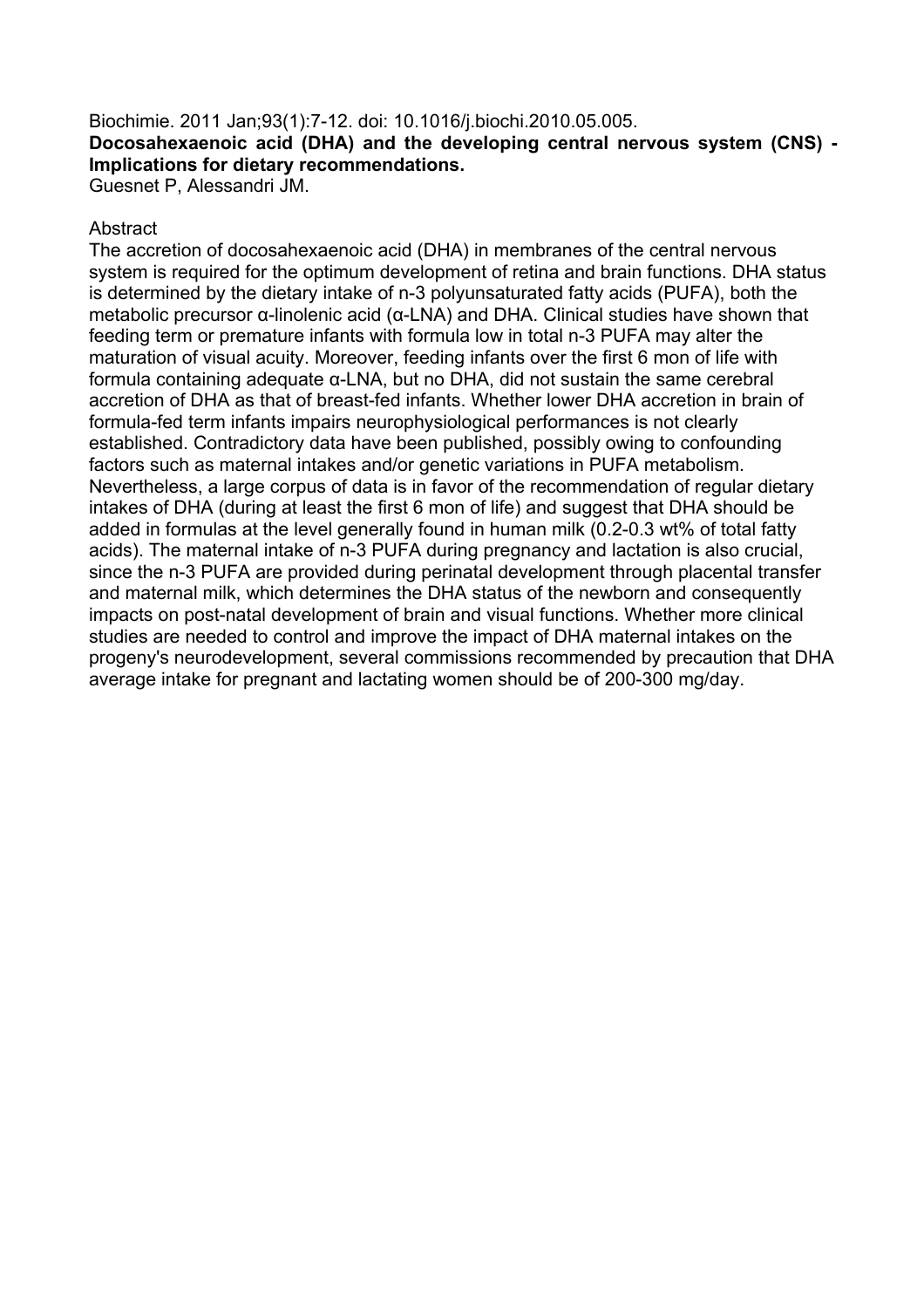Biochimie. 2011 Jan;93(1):7-12. doi: 10.1016/j.biochi.2010.05.005.

**Docosahexaenoic acid (DHA) and the developing central nervous system (CNS) - Implications for dietary recommendations.**

Guesnet P, Alessandri JM.

Abstract

The accretion of docosahexaenoic acid (DHA) in membranes of the central nervous system is required for the optimum development of retina and brain functions. DHA status is determined by the dietary intake of n-3 polyunsaturated fatty acids (PUFA), both the metabolic precursor α-linolenic acid (α-LNA) and DHA. Clinical studies have shown that feeding term or premature infants with formula low in total n-3 PUFA may alter the maturation of visual acuity. Moreover, feeding infants over the first 6 mon of life with formula containing adequate α-LNA, but no DHA, did not sustain the same cerebral accretion of DHA as that of breast-fed infants. Whether lower DHA accretion in brain of formula-fed term infants impairs neurophysiological performances is not clearly established. Contradictory data have been published, possibly owing to confounding factors such as maternal intakes and/or genetic variations in PUFA metabolism. Nevertheless, a large corpus of data is in favor of the recommendation of regular dietary intakes of DHA (during at least the first 6 mon of life) and suggest that DHA should be added in formulas at the level generally found in human milk (0.2-0.3 wt% of total fatty acids). The maternal intake of n-3 PUFA during pregnancy and lactation is also crucial, since the n-3 PUFA are provided during perinatal development through placental transfer and maternal milk, which determines the DHA status of the newborn and consequently impacts on post-natal development of brain and visual functions. Whether more clinical studies are needed to control and improve the impact of DHA maternal intakes on the progeny's neurodevelopment, several commissions recommended by precaution that DHA average intake for pregnant and lactating women should be of 200-300 mg/day.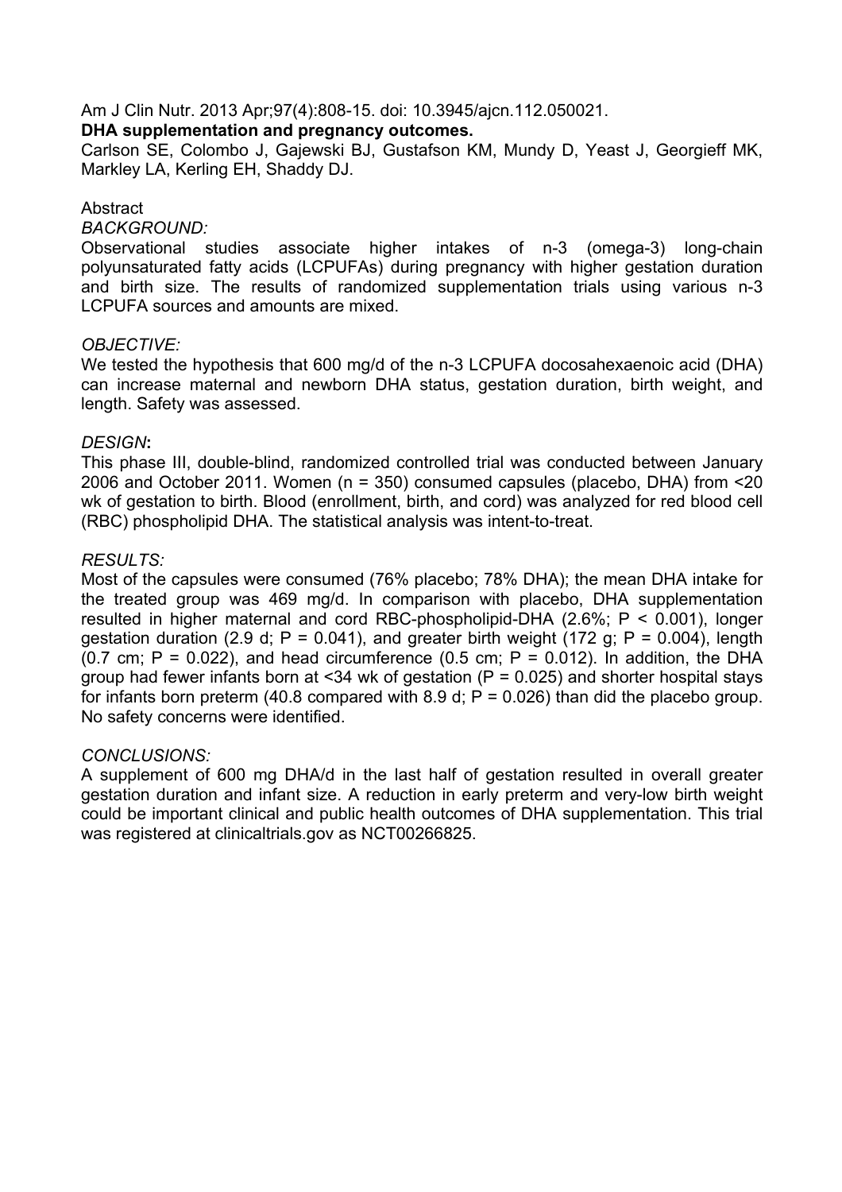Am J Clin Nutr. 2013 Apr;97(4):808-15. doi: 10.3945/ajcn.112.050021.

**DHA supplementation and pregnancy outcomes.**

Carlson SE, Colombo J, Gajewski BJ, Gustafson KM, Mundy D, Yeast J, Georgieff MK, Markley LA, Kerling EH, Shaddy DJ.

Abstract

*BACKGROUND:*

Observational studies associate higher intakes of n-3 (omega-3) long-chain polyunsaturated fatty acids (LCPUFAs) during pregnancy with higher gestation duration and birth size. The results of randomized supplementation trials using various n-3 LCPUFA sources and amounts are mixed.

*OBJECTIVE:*

We tested the hypothesis that 600 mg/d of the n-3 LCPUFA docosahexaenoic acid (DHA) can increase maternal and newborn DHA status, gestation duration, birth weight, and length. Safety was assessed.

*DESIGN***:**

This phase III, double-blind, randomized controlled trial was conducted between January 2006 and October 2011. Women (n = 350) consumed capsules (placebo, DHA) from <20 wk of gestation to birth. Blood (enrollment, birth, and cord) was analyzed for red blood cell (RBC) phospholipid DHA. The statistical analysis was intent-to-treat.

*RESULTS:*

Most of the capsules were consumed (76% placebo; 78% DHA); the mean DHA intake for the treated group was 469 mg/d. In comparison with placebo, DHA supplementation resulted in higher maternal and cord RBC-phospholipid-DHA (2.6%; $P < 0.001$), longer gestation duration (2.9 d; $P = 0.041$), and greater birth weight (172 g; $P = 0.004$), length (0.7 cm; $P = 0.022$), and head circumference (0.5 cm; $P = 0.012$). In addition, the DHA group had fewer infants born at <34 wk of gestation ($P = 0.025$) and shorter hospital stays for infants born preterm (40.8 compared with 8.9 d; $P = 0.026$) than did the placebo group. No safety concerns were identified.

*CONCLUSIONS:*

A supplement of 600 mg DHA/d in the last half of gestation resulted in overall greater gestation duration and infant size. A reduction in early preterm and very-low birth weight could be important clinical and public health outcomes of DHA supplementation. This trial was registered at clinicaltrials.gov as NCT00266825.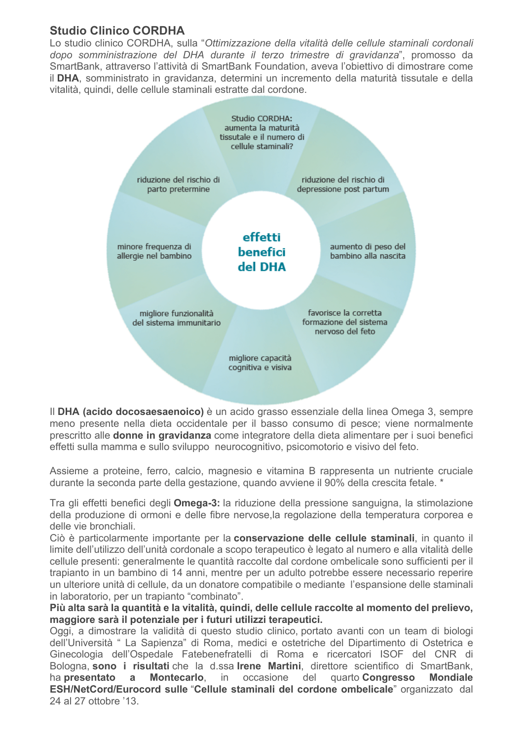## Studio Clinico CORDHA

Lo studio clinico CORDHA, sulla "*Ottimizzazione della vitalità delle cellule staminali cordonali dopo somministrazione del DHA durante il terzo trimestre di gravidanza*", promosso da SmartBank, attraverso l'attività di SmartBank Foundation, aveva l'obiettivo di dimostrare come il **DHA**, somministrato in gravidanza, determini un incremento della maturità tissutale e della vitalità, quindi, delle cellule staminali estratte dal cordone.

effetti benefici del DHA

Studio CORDHA: aumenta la maturità tissutale e il numero di cellule staminali?

riduzione del rischio di depressione post partum

aumento di peso del bambino alla nascita

favorisce la corretta formazione del sistema nervoso del feto

migliore capacità cognitiva e visiva

migliore funzionalità del sistema immunitario

minore frequenza di allergie nel bambino

riduzione del rischio di parto pretermine

Il **DHA (acido docosaesaenoico)** è un acido grasso essenziale della linea Omega 3, sempre meno presente nella dieta occidentale per il basso consumo di pesce; viene normalmente prescritto alle **donne in gravidanza** come integratore della dieta alimentare per i suoi benefici effetti sulla mamma e sullo sviluppo neurocognitivo, psicomotorio e visivo del feto.

Assieme a proteine, ferro, calcio, magnesio e vitamina B rappresenta un nutriente cruciale durante la seconda parte della gestazione, quando avviene il 90% della crescita fetale. *

Tra gli effetti benefici degli **Omega-3:** la riduzione della pressione sanguigna, la stimolazione della produzione di ormoni e delle fibre nervose,la regolazione della temperatura corporea e delle vie bronchiali.
Ciò è particolarmente importante per la **conservazione delle cellule staminali**, in quanto il limite dell'utilizzo dell'unità cordonale a scopo terapeutico è legato al numero e alla vitalità delle cellule presenti: generalmente le quantità raccolte dal cordone ombelicale sono sufficienti per il trapianto in un bambino di 14 anni, mentre per un adulto potrebbe essere necessario reperire un ulteriore unità di cellule, da un donatore compatibile o mediante l'espansione delle staminali in laboratorio, per un trapianto "combinato".
**Più alta sarà la quantità e la vitalità, quindi, delle cellule raccolte al momento del prelievo, maggiore sarà il potenziale per i futuri utilizzi terapeutici.**
Oggi, a dimostrare la validità di questo studio clinico, portato avanti con un team di biologi dell'Università " La Sapienza" di Roma, medici e ostetriche del Dipartimento di Ostetrica e Ginecologia dell'Ospedale Fatebenefratelli di Roma e ricercatori ISOF del CNR di Bologna, **sono i risultati** che la d.ssa **Irene Martini**, direttore scientifico di SmartBank, ha **presentato a Montecarlo**, in occasione del quarto **Congresso Mondiale ESH/NetCord/Eurocord sulle** "**Cellule staminali del cordone ombelicale**" organizzato dal 24 al 27 ottobre '13.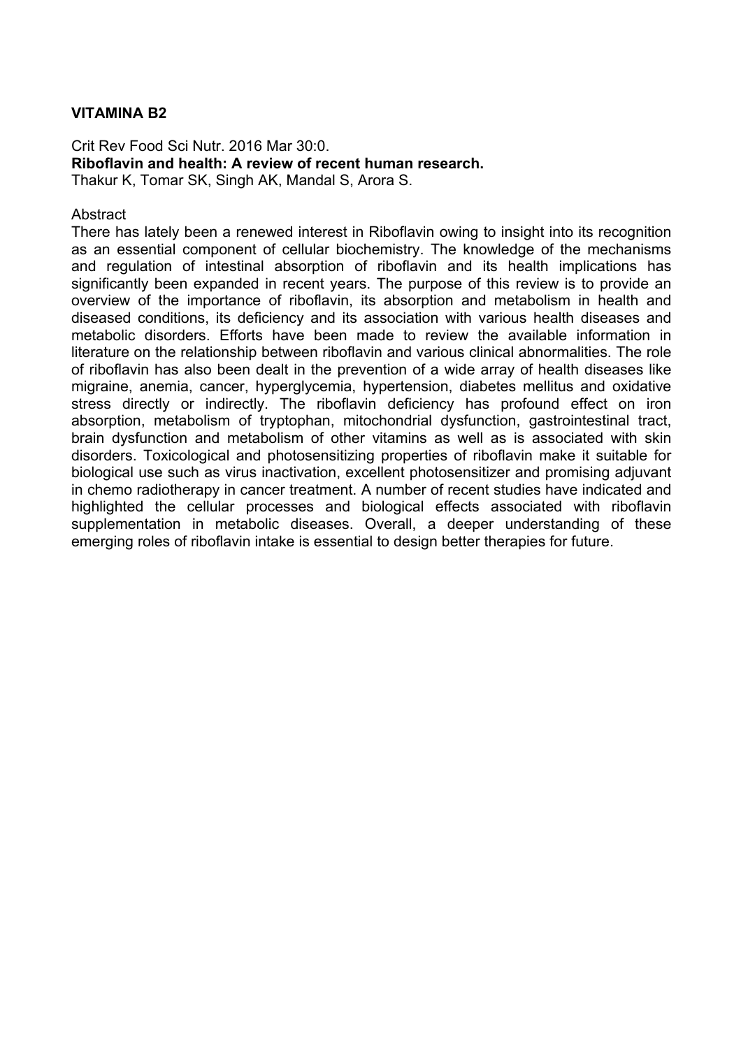**VITAMINA B2**

Crit Rev Food Sci Nutr. 2016 Mar 30:0.
**Riboflavin and health: A review of recent human research.**
Thakur K, Tomar SK, Singh AK, Mandal S, Arora S.

Abstract

There has lately been a renewed interest in Riboflavin owing to insight into its recognition as an essential component of cellular biochemistry. The knowledge of the mechanisms and regulation of intestinal absorption of riboflavin and its health implications has significantly been expanded in recent years. The purpose of this review is to provide an overview of the importance of riboflavin, its absorption and metabolism in health and diseased conditions, its deficiency and its association with various health diseases and metabolic disorders. Efforts have been made to review the available information in literature on the relationship between riboflavin and various clinical abnormalities. The role of riboflavin has also been dealt in the prevention of a wide array of health diseases like migraine, anemia, cancer, hyperglycemia, hypertension, diabetes mellitus and oxidative stress directly or indirectly. The riboflavin deficiency has profound effect on iron absorption, metabolism of tryptophan, mitochondrial dysfunction, gastrointestinal tract, brain dysfunction and metabolism of other vitamins as well as is associated with skin disorders. Toxicological and photosensitizing properties of riboflavin make it suitable for biological use such as virus inactivation, excellent photosensitizer and promising adjuvant in chemo radiotherapy in cancer treatment. A number of recent studies have indicated and highlighted the cellular processes and biological effects associated with riboflavin supplementation in metabolic diseases. Overall, a deeper understanding of these emerging roles of riboflavin intake is essential to design better therapies for future.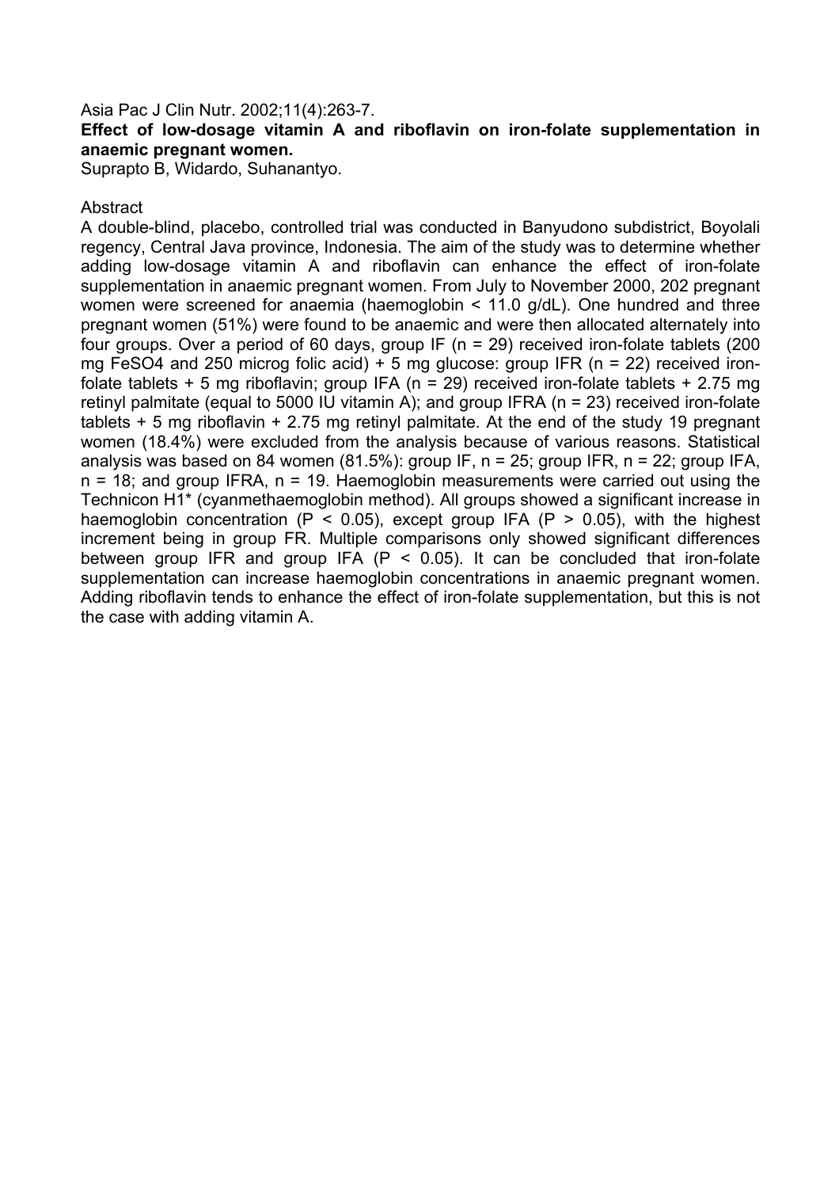Asia Pac J Clin Nutr. 2002;11(4):263-7.

**Effect of low-dosage vitamin A and riboflavin on iron-folate supplementation in anaemic pregnant women.**

Suprapto B, Widardo, Suhanantyo.

Abstract

A double-blind, placebo, controlled trial was conducted in Banyudono subdistrict, Boyolali regency, Central Java province, Indonesia. The aim of the study was to determine whether adding low-dosage vitamin A and riboflavin can enhance the effect of iron-folate supplementation in anaemic pregnant women. From July to November 2000, 202 pregnant women were screened for anaemia (haemoglobin < 11.0 g/dL). One hundred and three pregnant women (51%) were found to be anaemic and were then allocated alternately into four groups. Over a period of 60 days, group IF (n = 29) received iron-folate tablets (200 mg $FeSO_4$ and 250 microg folic acid) + 5 mg glucose: group IFR (n = 22) received iron-folate tablets + 5 mg riboflavin; group IFA (n = 29) received iron-folate tablets + 2.75 mg retinyl palmitate (equal to 5000 IU vitamin A); and group IFRA (n = 23) received iron-folate tablets + 5 mg riboflavin + 2.75 mg retinyl palmitate. At the end of the study 19 pregnant women (18.4%) were excluded from the analysis because of various reasons. Statistical analysis was based on 84 women (81.5%): group IF, n = 25; group IFR, n = 22; group IFA, n = 18; and group IFRA, n = 19. Haemoglobin measurements were carried out using the Technicon H1* (cyanmethaemoglobin method). All groups showed a significant increase in haemoglobin concentration ($P < 0.05$), except group IFA ($P > 0.05$), with the highest increment being in group FR. Multiple comparisons only showed significant differences between group IFR and group IFA ($P < 0.05$). It can be concluded that iron-folate supplementation can increase haemoglobin concentrations in anaemic pregnant women. Adding riboflavin tends to enhance the effect of iron-folate supplementation, but this is not the case with adding vitamin A.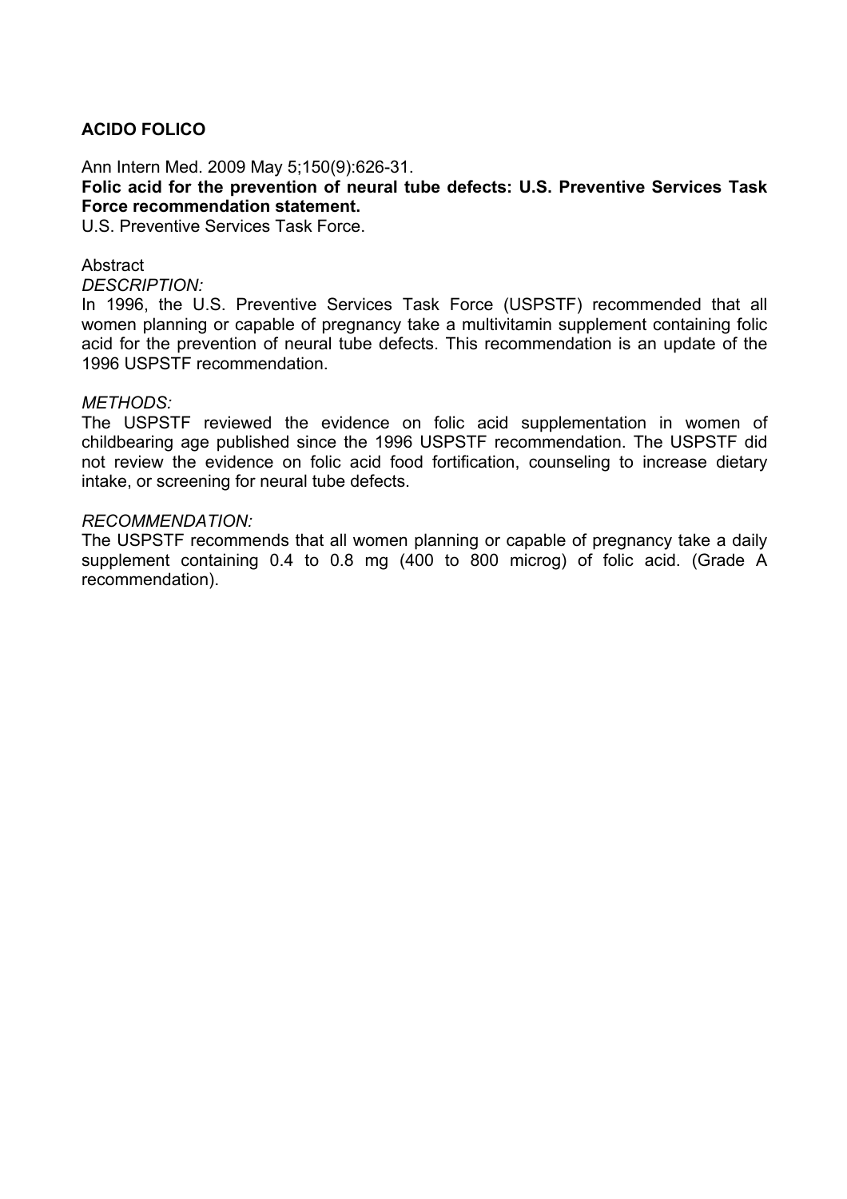**ACIDO FOLICO**

Ann Intern Med. 2009 May 5;150(9):626-31.

**Folic acid for the prevention of neural tube defects: U.S. Preventive Services Task Force recommendation statement.**

U.S. Preventive Services Task Force.

Abstract

*DESCRIPTION:*

In 1996, the U.S. Preventive Services Task Force (USPSTF) recommended that all women planning or capable of pregnancy take a multivitamin supplement containing folic acid for the prevention of neural tube defects. This recommendation is an update of the 1996 USPSTF recommendation.

*METHODS:*

The USPSTF reviewed the evidence on folic acid supplementation in women of childbearing age published since the 1996 USPSTF recommendation. The USPSTF did not review the evidence on folic acid food fortification, counseling to increase dietary intake, or screening for neural tube defects.

*RECOMMENDATION:*

The USPSTF recommends that all women planning or capable of pregnancy take a daily supplement containing 0.4 to 0.8 mg (400 to 800 microg) of folic acid. (Grade A recommendation).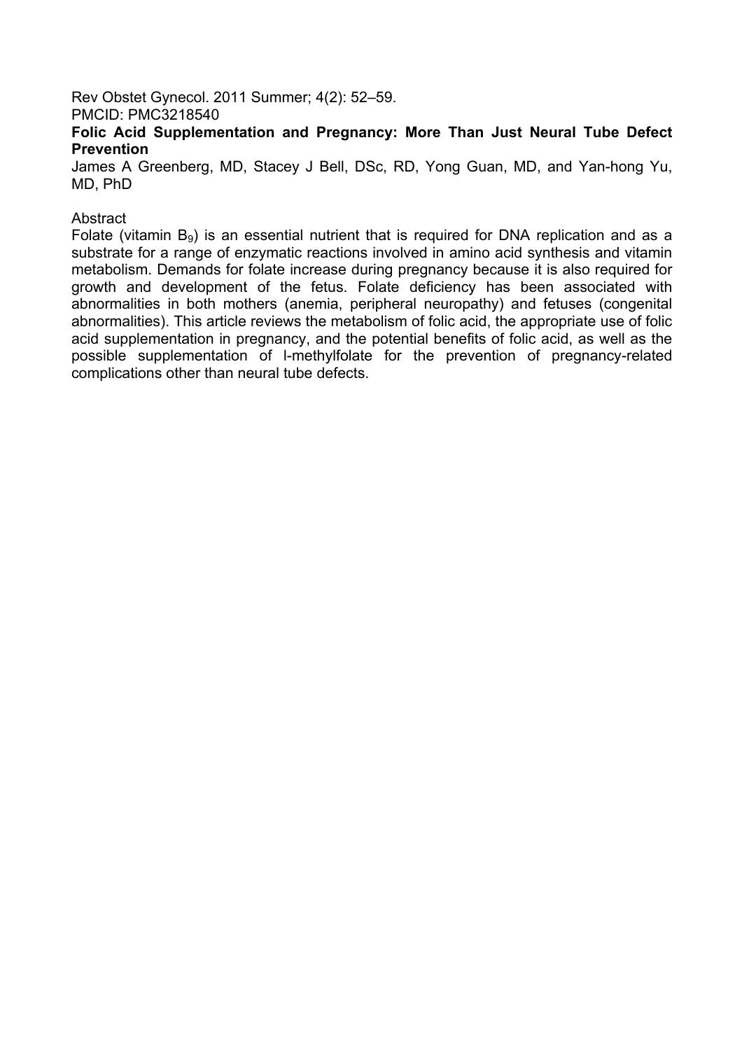Rev Obstet Gynecol. 2011 Summer; 4(2): 52–59.

PMCID: PMC3218540

**Folic Acid Supplementation and Pregnancy: More Than Just Neural Tube Defect Prevention**

James A Greenberg, MD, Stacey J Bell, DSc, RD, Yong Guan, MD, and Yan-hong Yu, MD, PhD

Abstract

Folate (vitamin $B_9$) is an essential nutrient that is required for DNA replication and as a substrate for a range of enzymatic reactions involved in amino acid synthesis and vitamin metabolism. Demands for folate increase during pregnancy because it is also required for growth and development of the fetus. Folate deficiency has been associated with abnormalities in both mothers (anemia, peripheral neuropathy) and fetuses (congenital abnormalities). This article reviews the metabolism of folic acid, the appropriate use of folic acid supplementation in pregnancy, and the potential benefits of folic acid, as well as the possible supplementation of l-methylfolate for the prevention of pregnancy-related complications other than neural tube defects.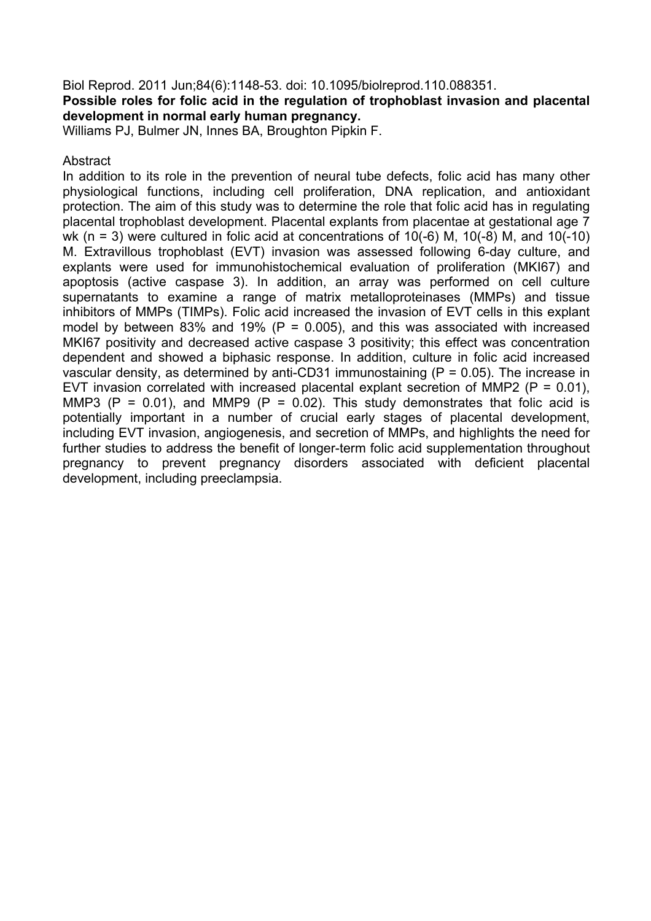Biol Reprod. 2011 Jun;84(6):1148-53. doi: 10.1095/biolreprod.110.088351.

**Possible roles for folic acid in the regulation of trophoblast invasion and placental development in normal early human pregnancy.**

Williams PJ, Bulmer JN, Innes BA, Broughton Pipkin F.

Abstract

In addition to its role in the prevention of neural tube defects, folic acid has many other physiological functions, including cell proliferation, DNA replication, and antioxidant protection. The aim of this study was to determine the role that folic acid has in regulating placental trophoblast development. Placental explants from placentae at gestational age 7 wk (n = 3) were cultured in folic acid at concentrations of 10(-6) M, 10(-8) M, and 10(-10) M. Extravillous trophoblast (EVT) invasion was assessed following 6-day culture, and explants were used for immunohistochemical evaluation of proliferation (MKI67) and apoptosis (active caspase 3). In addition, an array was performed on cell culture supernatants to examine a range of matrix metalloproteinases (MMPs) and tissue inhibitors of MMPs (TIMPs). Folic acid increased the invasion of EVT cells in this explant model by between 83% and 19% (P = 0.005), and this was associated with increased MKI67 positivity and decreased active caspase 3 positivity; this effect was concentration dependent and showed a biphasic response. In addition, culture in folic acid increased vascular density, as determined by anti-CD31 immunostaining (P = 0.05). The increase in EVT invasion correlated with increased placental explant secretion of MMP2 (P = 0.01), MMP3 (P = 0.01), and MMP9 (P = 0.02). This study demonstrates that folic acid is potentially important in a number of crucial early stages of placental development, including EVT invasion, angiogenesis, and secretion of MMPs, and highlights the need for further studies to address the benefit of longer-term folic acid supplementation throughout pregnancy to prevent pregnancy disorders associated with deficient placental development, including preeclampsia.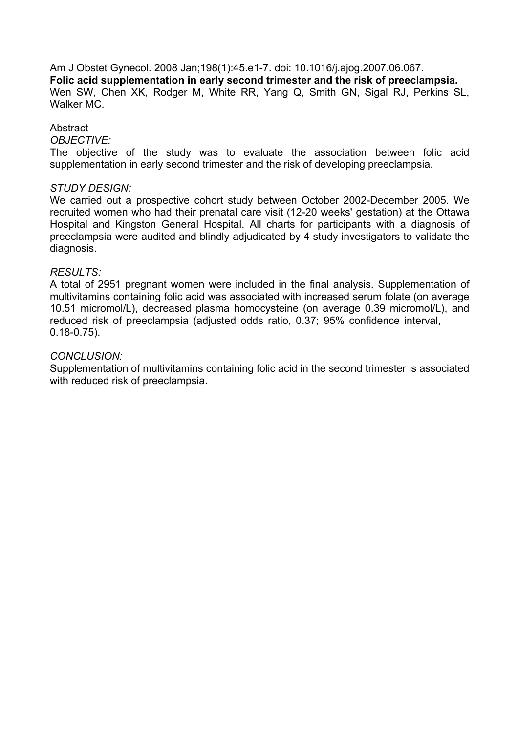Am J Obstet Gynecol. 2008 Jan;198(1):45.e1-7. doi: 10.1016/j.ajog.2007.06.067.

**Folic acid supplementation in early second trimester and the risk of preeclampsia.**

Wen SW, Chen XK, Rodger M, White RR, Yang Q, Smith GN, Sigal RJ, Perkins SL, Walker MC.

Abstract

*OBJECTIVE:*

The objective of the study was to evaluate the association between folic acid supplementation in early second trimester and the risk of developing preeclampsia.

*STUDY DESIGN:*

We carried out a prospective cohort study between October 2002-December 2005. We recruited women who had their prenatal care visit (12-20 weeks' gestation) at the Ottawa Hospital and Kingston General Hospital. All charts for participants with a diagnosis of preeclampsia were audited and blindly adjudicated by 4 study investigators to validate the diagnosis.

*RESULTS:*

A total of 2951 pregnant women were included in the final analysis. Supplementation of multivitamins containing folic acid was associated with increased serum folate (on average 10.51 micromol/L), decreased plasma homocysteine (on average 0.39 micromol/L), and reduced risk of preeclampsia (adjusted odds ratio, 0.37; 95% confidence interval, 0.18-0.75).

*CONCLUSION:*

Supplementation of multivitamins containing folic acid in the second trimester is associated with reduced risk of preeclampsia.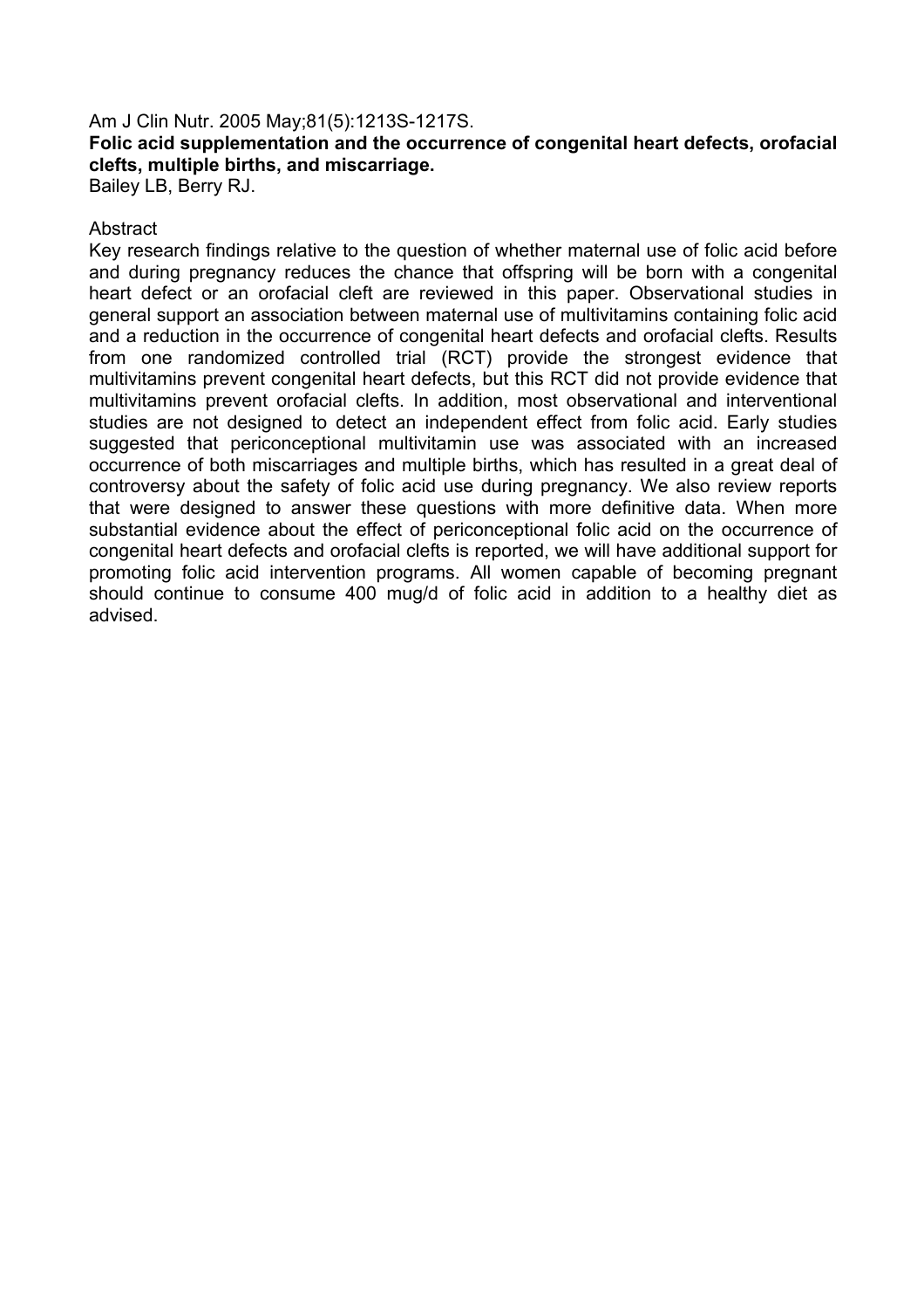Am J Clin Nutr. 2005 May;81(5):1213S-1217S.

**Folic acid supplementation and the occurrence of congenital heart defects, orofacial clefts, multiple births, and miscarriage.**

Bailey LB, Berry RJ.

Abstract

Key research findings relative to the question of whether maternal use of folic acid before and during pregnancy reduces the chance that offspring will be born with a congenital heart defect or an orofacial cleft are reviewed in this paper. Observational studies in general support an association between maternal use of multivitamins containing folic acid and a reduction in the occurrence of congenital heart defects and orofacial clefts. Results from one randomized controlled trial (RCT) provide the strongest evidence that multivitamins prevent congenital heart defects, but this RCT did not provide evidence that multivitamins prevent orofacial clefts. In addition, most observational and interventional studies are not designed to detect an independent effect from folic acid. Early studies suggested that periconceptional multivitamin use was associated with an increased occurrence of both miscarriages and multiple births, which has resulted in a great deal of controversy about the safety of folic acid use during pregnancy. We also review reports that were designed to answer these questions with more definitive data. When more substantial evidence about the effect of periconceptional folic acid on the occurrence of congenital heart defects and orofacial clefts is reported, we will have additional support for promoting folic acid intervention programs. All women capable of becoming pregnant should continue to consume 400 mug/d of folic acid in addition to a healthy diet as advised.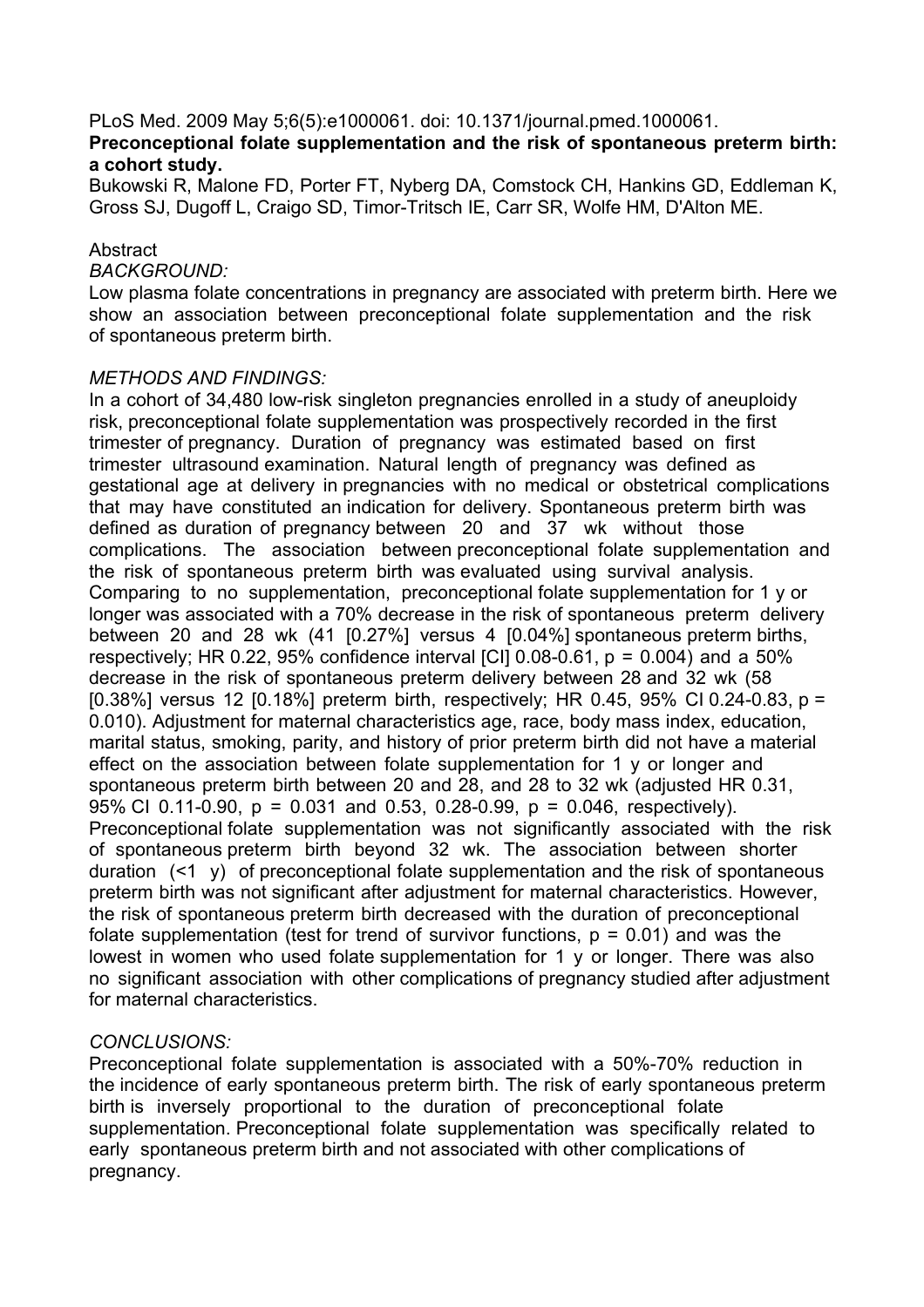PLoS Med. 2009 May 5;6(5):e1000061. doi: 10.1371/journal.pmed.1000061.

**Preconceptional folate supplementation and the risk of spontaneous preterm birth: a cohort study.**

Bukowski R, Malone FD, Porter FT, Nyberg DA, Comstock CH, Hankins GD, Eddleman K, Gross SJ, Dugoff L, Craigo SD, Timor-Tritsch IE, Carr SR, Wolfe HM, D'Alton ME.

Abstract

*BACKGROUND:*

Low plasma folate concentrations in pregnancy are associated with preterm birth. Here we show an association between preconceptional folate supplementation and the risk of spontaneous preterm birth.

*METHODS AND FINDINGS:*

In a cohort of 34,480 low-risk singleton pregnancies enrolled in a study of aneuploidy risk, preconceptional folate supplementation was prospectively recorded in the first trimester of pregnancy. Duration of pregnancy was estimated based on first trimester ultrasound examination. Natural length of pregnancy was defined as gestational age at delivery in pregnancies with no medical or obstetrical complications that may have constituted an indication for delivery. Spontaneous preterm birth was defined as duration of pregnancy between 20 and 37 wk without those complications. The association between preconceptional folate supplementation and the risk of spontaneous preterm birth was evaluated using survival analysis. Comparing to no supplementation, preconceptional folate supplementation for 1 y or longer was associated with a 70% decrease in the risk of spontaneous preterm delivery between 20 and 28 wk (41 [0.27%] versus 4 [0.04%] spontaneous preterm births, respectively; HR 0.22, 95% confidence interval [CI] 0.08-0.61, $p = 0.004$) and a 50% decrease in the risk of spontaneous preterm delivery between 28 and 32 wk (58 [0.38%] versus 12 [0.18%] preterm birth, respectively; HR 0.45, 95% CI 0.24-0.83, $p = 0.010$). Adjustment for maternal characteristics age, race, body mass index, education, marital status, smoking, parity, and history of prior preterm birth did not have a material effect on the association between folate supplementation for 1 y or longer and spontaneous preterm birth between 20 and 28, and 28 to 32 wk (adjusted HR 0.31, 95% CI 0.11-0.90, $p = 0.031$ and 0.53, 0.28-0.99, $p = 0.046$, respectively). Preconceptional folate supplementation was not significantly associated with the risk of spontaneous preterm birth beyond 32 wk. The association between shorter duration (<1 y) of preconceptional folate supplementation and the risk of spontaneous preterm birth was not significant after adjustment for maternal characteristics. However, the risk of spontaneous preterm birth decreased with the duration of preconceptional folate supplementation (test for trend of survivor functions, $p = 0.01$) and was the lowest in women who used folate supplementation for 1 y or longer. There was also no significant association with other complications of pregnancy studied after adjustment for maternal characteristics.

*CONCLUSIONS:*

Preconceptional folate supplementation is associated with a 50%-70% reduction in the incidence of early spontaneous preterm birth. The risk of early spontaneous preterm birth is inversely proportional to the duration of preconceptional folate supplementation. Preconceptional folate supplementation was specifically related to early spontaneous preterm birth and not associated with other complications of pregnancy.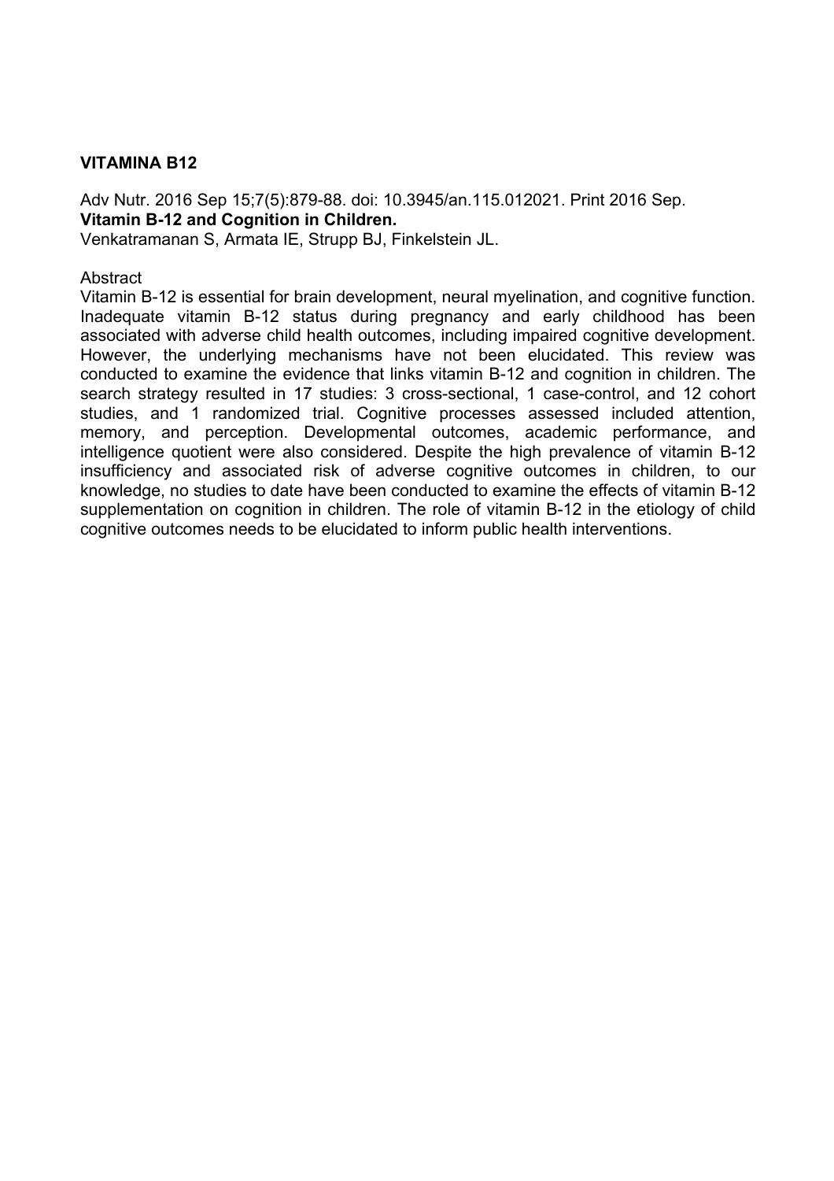**VITAMINA B12**

Adv Nutr. 2016 Sep 15;7(5):879-88. doi: 10.3945/an.115.012021. Print 2016 Sep.
**Vitamin B-12 and Cognition in Children.**
Venkatramanan S, Armata IE, Strupp BJ, Finkelstein JL.

Abstract
Vitamin B-12 is essential for brain development, neural myelination, and cognitive function. Inadequate vitamin B-12 status during pregnancy and early childhood has been associated with adverse child health outcomes, including impaired cognitive development. However, the underlying mechanisms have not been elucidated. This review was conducted to examine the evidence that links vitamin B-12 and cognition in children. The search strategy resulted in 17 studies: 3 cross-sectional, 1 case-control, and 12 cohort studies, and 1 randomized trial. Cognitive processes assessed included attention, memory, and perception. Developmental outcomes, academic performance, and intelligence quotient were also considered. Despite the high prevalence of vitamin B-12 insufficiency and associated risk of adverse cognitive outcomes in children, to our knowledge, no studies to date have been conducted to examine the effects of vitamin B-12 supplementation on cognition in children. The role of vitamin B-12 in the etiology of child cognitive outcomes needs to be elucidated to inform public health interventions.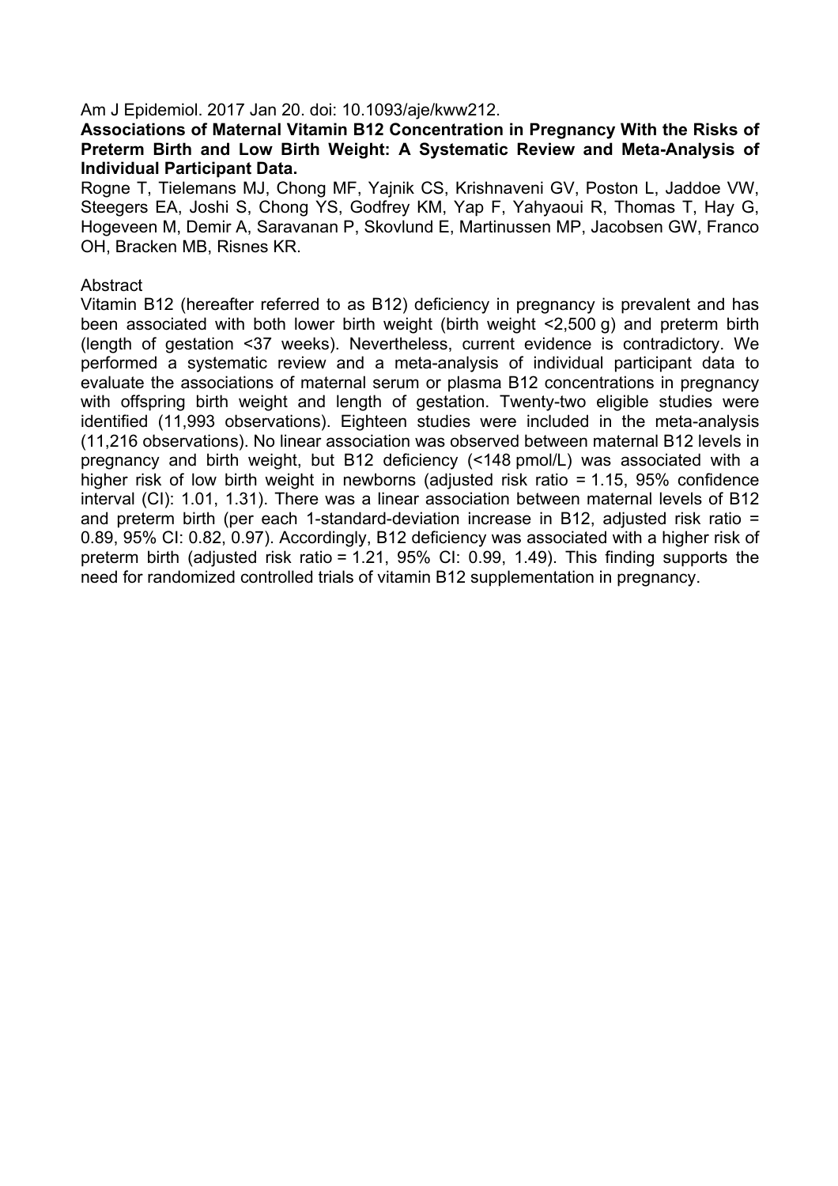Am J Epidemiol. 2017 Jan 20. doi: 10.1093/aje/kww212.

**Associations of Maternal Vitamin B12 Concentration in Pregnancy With the Risks of Preterm Birth and Low Birth Weight: A Systematic Review and Meta-Analysis of Individual Participant Data.**

Rogne T, Tielemans MJ, Chong MF, Yajnik CS, Krishnaveni GV, Poston L, Jaddoe VW, Steegers EA, Joshi S, Chong YS, Godfrey KM, Yap F, Yahyaoui R, Thomas T, Hay G, Hogeveen M, Demir A, Saravanan P, Skovlund E, Martinussen MP, Jacobsen GW, Franco OH, Bracken MB, Risnes KR.

Abstract

Vitamin B12 (hereafter referred to as B12) deficiency in pregnancy is prevalent and has been associated with both lower birth weight (birth weight <2,500 g) and preterm birth (length of gestation <37 weeks). Nevertheless, current evidence is contradictory. We performed a systematic review and a meta-analysis of individual participant data to evaluate the associations of maternal serum or plasma B12 concentrations in pregnancy with offspring birth weight and length of gestation. Twenty-two eligible studies were identified (11,993 observations). Eighteen studies were included in the meta-analysis (11,216 observations). No linear association was observed between maternal B12 levels in pregnancy and birth weight, but B12 deficiency (<148 pmol/L) was associated with a higher risk of low birth weight in newborns (adjusted risk ratio = 1.15, 95% confidence interval (CI): 1.01, 1.31). There was a linear association between maternal levels of B12 and preterm birth (per each 1-standard-deviation increase in B12, adjusted risk ratio = 0.89, 95% CI: 0.82, 0.97). Accordingly, B12 deficiency was associated with a higher risk of preterm birth (adjusted risk ratio = 1.21, 95% CI: 0.99, 1.49). This finding supports the need for randomized controlled trials of vitamin B12 supplementation in pregnancy.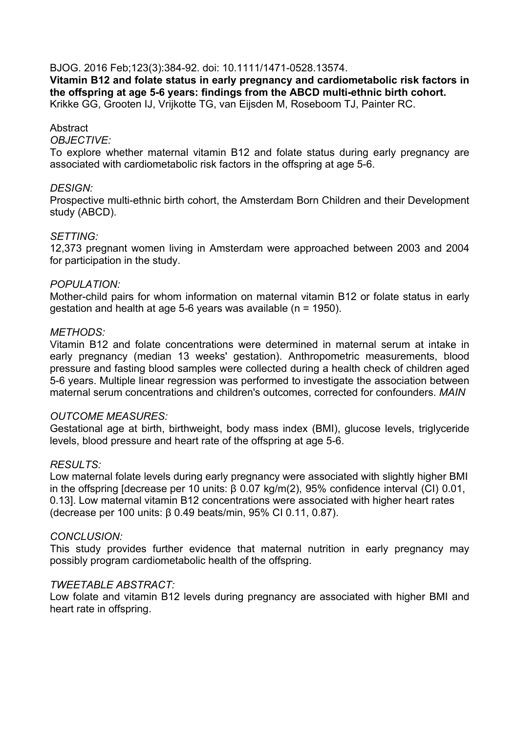BJOG. 2016 Feb;123(3):384-92. doi: 10.1111/1471-0528.13574.

**Vitamin B12 and folate status in early pregnancy and cardiometabolic risk factors in the offspring at age 5-6 years: findings from the ABCD multi-ethnic birth cohort.**

Krikke GG, Grooten IJ, Vrijkotte TG, van Eijsden M, Roseboom TJ, Painter RC.

Abstract

*OBJECTIVE:*

To explore whether maternal vitamin B12 and folate status during early pregnancy are associated with cardiometabolic risk factors in the offspring at age 5-6.

*DESIGN:*

Prospective multi-ethnic birth cohort, the Amsterdam Born Children and their Development study (ABCD).

*SETTING:*

12,373 pregnant women living in Amsterdam were approached between 2003 and 2004 for participation in the study.

*POPULATION:*

Mother-child pairs for whom information on maternal vitamin B12 or folate status in early gestation and health at age 5-6 years was available (n = 1950).

*METHODS:*

Vitamin B12 and folate concentrations were determined in maternal serum at intake in early pregnancy (median 13 weeks' gestation). Anthropometric measurements, blood pressure and fasting blood samples were collected during a health check of children aged 5-6 years. Multiple linear regression was performed to investigate the association between maternal serum concentrations and children's outcomes, corrected for confounders. *MAIN*

*OUTCOME MEASURES:*

Gestational age at birth, birthweight, body mass index (BMI), glucose levels, triglyceride levels, blood pressure and heart rate of the offspring at age 5-6.

*RESULTS:*

Low maternal folate levels during early pregnancy were associated with slightly higher BMI in the offspring [decrease per 10 units: β 0.07 kg/m(2), 95% confidence interval (CI) 0.01, 0.13]. Low maternal vitamin B12 concentrations were associated with higher heart rates (decrease per 100 units: β 0.49 beats/min, 95% CI 0.11, 0.87).

*CONCLUSION:*

This study provides further evidence that maternal nutrition in early pregnancy may possibly program cardiometabolic health of the offspring.

*TWEETABLE ABSTRACT:*

Low folate and vitamin B12 levels during pregnancy are associated with higher BMI and heart rate in offspring.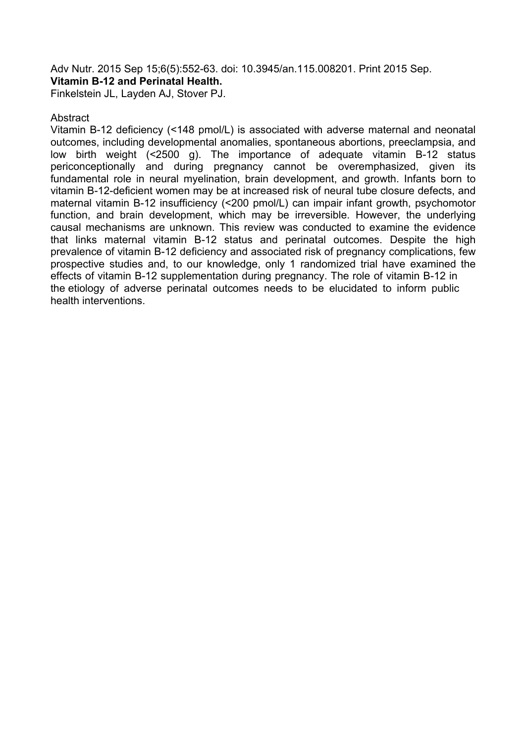Adv Nutr. 2015 Sep 15;6(5):552-63. doi: 10.3945/an.115.008201. Print 2015 Sep.

**Vitamin B-12 and Perinatal Health.**

Finkelstein JL, Layden AJ, Stover PJ.

Abstract

Vitamin B-12 deficiency (<148 pmol/L) is associated with adverse maternal and neonatal outcomes, including developmental anomalies, spontaneous abortions, preeclampsia, and low birth weight (<2500 g). The importance of adequate vitamin B-12 status periconceptionally and during pregnancy cannot be overemphasized, given its fundamental role in neural myelination, brain development, and growth. Infants born to vitamin B-12-deficient women may be at increased risk of neural tube closure defects, and maternal vitamin B-12 insufficiency (<200 pmol/L) can impair infant growth, psychomotor function, and brain development, which may be irreversible. However, the underlying causal mechanisms are unknown. This review was conducted to examine the evidence that links maternal vitamin B-12 status and perinatal outcomes. Despite the high prevalence of vitamin B-12 deficiency and associated risk of pregnancy complications, few prospective studies and, to our knowledge, only 1 randomized trial have examined the effects of vitamin B-12 supplementation during pregnancy. The role of vitamin B-12 in the etiology of adverse perinatal outcomes needs to be elucidated to inform public health interventions.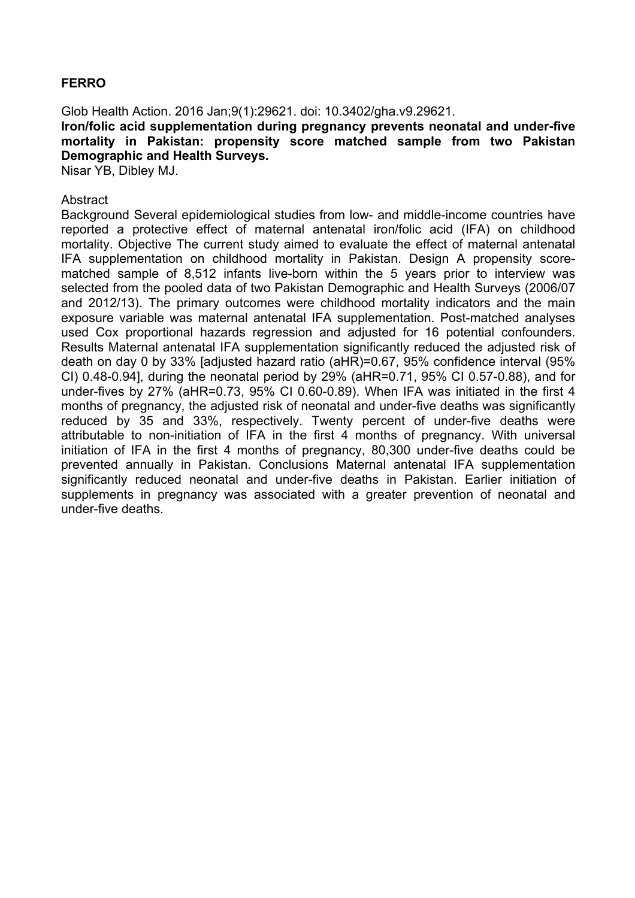**FERRO**

Glob Health Action. 2016 Jan;9(1):29621. doi: 10.3402/gha.v9.29621.

**Iron/folic acid supplementation during pregnancy prevents neonatal and under-five mortality in Pakistan: propensity score matched sample from two Pakistan Demographic and Health Surveys.**

Nisar YB, Dibley MJ.

Abstract

Background Several epidemiological studies from low- and middle-income countries have reported a protective effect of maternal antenatal iron/folic acid (IFA) on childhood mortality. Objective The current study aimed to evaluate the effect of maternal antenatal IFA supplementation on childhood mortality in Pakistan. Design A propensity score-matched sample of 8,512 infants live-born within the 5 years prior to interview was selected from the pooled data of two Pakistan Demographic and Health Surveys (2006/07 and 2012/13). The primary outcomes were childhood mortality indicators and the main exposure variable was maternal antenatal IFA supplementation. Post-matched analyses used Cox proportional hazards regression and adjusted for 16 potential confounders. Results Maternal antenatal IFA supplementation significantly reduced the adjusted risk of death on day 0 by 33% [adjusted hazard ratio (aHR)=0.67, 95% confidence interval (95% CI) 0.48-0.94], during the neonatal period by 29% (aHR=0.71, 95% CI 0.57-0.88), and for under-fives by 27% (aHR=0.73, 95% CI 0.60-0.89). When IFA was initiated in the first 4 months of pregnancy, the adjusted risk of neonatal and under-five deaths was significantly reduced by 35 and 33%, respectively. Twenty percent of under-five deaths were attributable to non-initiation of IFA in the first 4 months of pregnancy. With universal initiation of IFA in the first 4 months of pregnancy, 80,300 under-five deaths could be prevented annually in Pakistan. Conclusions Maternal antenatal IFA supplementation significantly reduced neonatal and under-five deaths in Pakistan. Earlier initiation of supplements in pregnancy was associated with a greater prevention of neonatal and under-five deaths.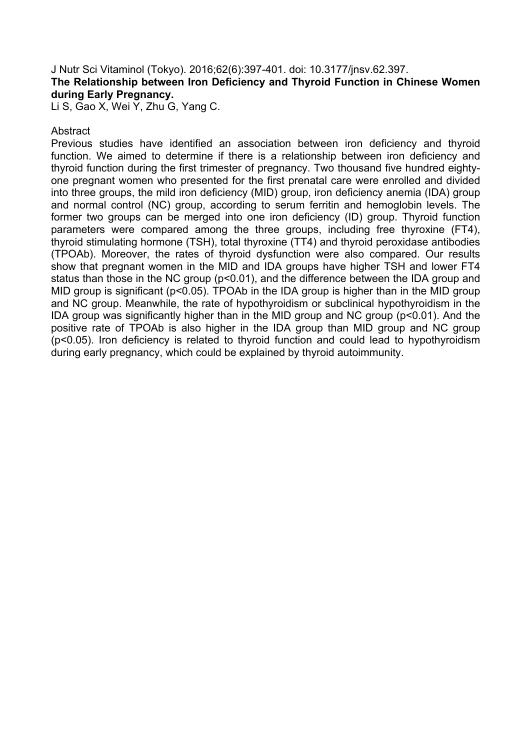J Nutr Sci Vitaminol (Tokyo). 2016;62(6):397-401. doi: 10.3177/jnsv.62.397.

**The Relationship between Iron Deficiency and Thyroid Function in Chinese Women during Early Pregnancy.**

Li S, Gao X, Wei Y, Zhu G, Yang C.

Abstract

Previous studies have identified an association between iron deficiency and thyroid function. We aimed to determine if there is a relationship between iron deficiency and thyroid function during the first trimester of pregnancy. Two thousand five hundred eighty-one pregnant women who presented for the first prenatal care were enrolled and divided into three groups, the mild iron deficiency (MID) group, iron deficiency anemia (IDA) group and normal control (NC) group, according to serum ferritin and hemoglobin levels. The former two groups can be merged into one iron deficiency (ID) group. Thyroid function parameters were compared among the three groups, including free thyroxine (FT4), thyroid stimulating hormone (TSH), total thyroxine (TT4) and thyroid peroxidase antibodies (TPOAb). Moreover, the rates of thyroid dysfunction were also compared. Our results show that pregnant women in the MID and IDA groups have higher TSH and lower FT4 status than those in the NC group ($p<0.01$), and the difference between the IDA group and MID group is significant ($p<0.05$). TPOAb in the IDA group is higher than in the MID group and NC group. Meanwhile, the rate of hypothyroidism or subclinical hypothyroidism in the IDA group was significantly higher than in the MID group and NC group ($p<0.01$). And the positive rate of TPOAb is also higher in the IDA group than MID group and NC group ($p<0.05$). Iron deficiency is related to thyroid function and could lead to hypothyroidism during early pregnancy, which could be explained by thyroid autoimmunity.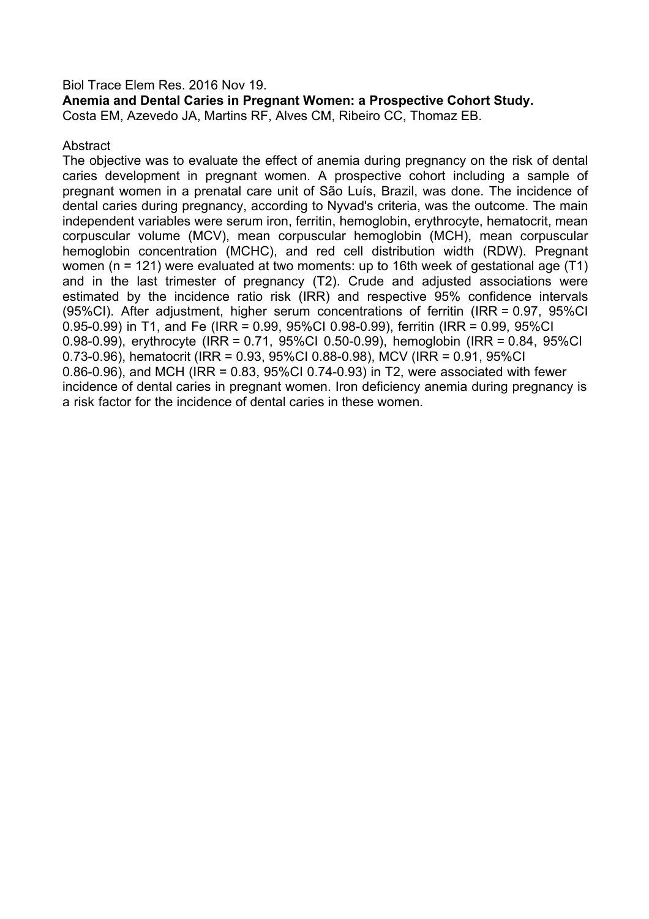Biol Trace Elem Res. 2016 Nov 19.

**Anemia and Dental Caries in Pregnant Women: a Prospective Cohort Study.**

Costa EM, Azevedo JA, Martins RF, Alves CM, Ribeiro CC, Thomaz EB.

Abstract

The objective was to evaluate the effect of anemia during pregnancy on the risk of dental caries development in pregnant women. A prospective cohort including a sample of pregnant women in a prenatal care unit of São Luís, Brazil, was done. The incidence of dental caries during pregnancy, according to Nyvad's criteria, was the outcome. The main independent variables were serum iron, ferritin, hemoglobin, erythrocyte, hematocrit, mean corpuscular volume (MCV), mean corpuscular hemoglobin (MCH), mean corpuscular hemoglobin concentration (MCHC), and red cell distribution width (RDW). Pregnant women (n = 121) were evaluated at two moments: up to 16th week of gestational age (T1) and in the last trimester of pregnancy (T2). Crude and adjusted associations were estimated by the incidence ratio risk (IRR) and respective 95% confidence intervals (95%CI). After adjustment, higher serum concentrations of ferritin (IRR = 0.97, 95%CI 0.95-0.99) in T1, and Fe (IRR = 0.99, 95%CI 0.98-0.99), ferritin (IRR = 0.99, 95%CI 0.98-0.99), erythrocyte (IRR = 0.71, 95%CI 0.50-0.99), hemoglobin (IRR = 0.84, 95%CI 0.73-0.96), hematocrit (IRR = 0.93, 95%CI 0.88-0.98), MCV (IRR = 0.91, 95%CI 0.86-0.96), and MCH (IRR = 0.83, 95%CI 0.74-0.93) in T2, were associated with fewer incidence of dental caries in pregnant women. Iron deficiency anemia during pregnancy is a risk factor for the incidence of dental caries in these women.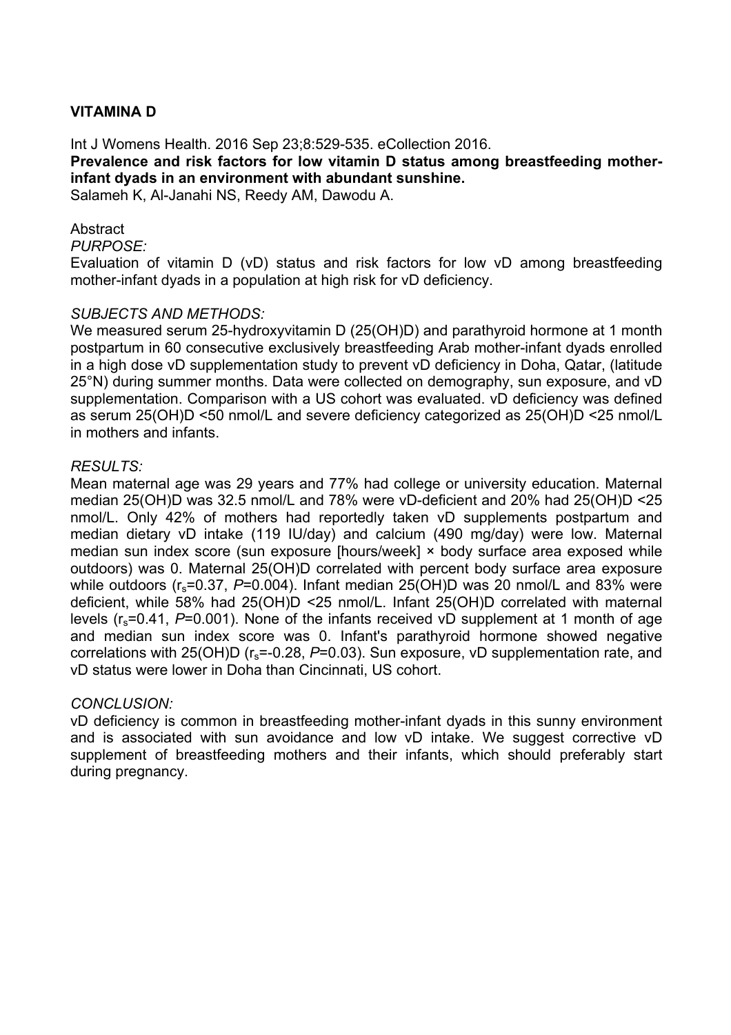**VITAMINA D**

Int J Womens Health. 2016 Sep 23;8:529-535. eCollection 2016.

**Prevalence and risk factors for low vitamin D status among breastfeeding mother-infant dyads in an environment with abundant sunshine.**

Salameh K, Al-Janahi NS, Reedy AM, Dawodu A.

Abstract

*PURPOSE:*

Evaluation of vitamin D (vD) status and risk factors for low vD among breastfeeding mother-infant dyads in a population at high risk for vD deficiency.

*SUBJECTS AND METHODS:*

We measured serum 25-hydroxyvitamin D (25(OH)D) and parathyroid hormone at 1 month postpartum in 60 consecutive exclusively breastfeeding Arab mother-infant dyads enrolled in a high dose vD supplementation study to prevent vD deficiency in Doha, Qatar, (latitude 25°N) during summer months. Data were collected on demography, sun exposure, and vD supplementation. Comparison with a US cohort was evaluated. vD deficiency was defined as serum 25(OH)D <50 nmol/L and severe deficiency categorized as 25(OH)D <25 nmol/L in mothers and infants.

*RESULTS:*

Mean maternal age was 29 years and 77% had college or university education. Maternal median 25(OH)D was 32.5 nmol/L and 78% were vD-deficient and 20% had 25(OH)D <25 nmol/L. Only 42% of mothers had reportedly taken vD supplements postpartum and median dietary vD intake (119 IU/day) and calcium (490 mg/day) were low. Maternal median sun index score (sun exposure [hours/week] × body surface area exposed while outdoors) was 0. Maternal 25(OH)D correlated with percent body surface area exposure while outdoors ($r_s$=0.37, *P*=0.004). Infant median 25(OH)D was 20 nmol/L and 83% were deficient, while 58% had 25(OH)D <25 nmol/L. Infant 25(OH)D correlated with maternal levels ($r_s$=0.41, *P*=0.001). None of the infants received vD supplement at 1 month of age and median sun index score was 0. Infant's parathyroid hormone showed negative correlations with 25(OH)D ($r_s$=-0.28, *P*=0.03). Sun exposure, vD supplementation rate, and vD status were lower in Doha than Cincinnati, US cohort.

*CONCLUSION:*

vD deficiency is common in breastfeeding mother-infant dyads in this sunny environment and is associated with sun avoidance and low vD intake. We suggest corrective vD supplement of breastfeeding mothers and their infants, which should preferably start during pregnancy.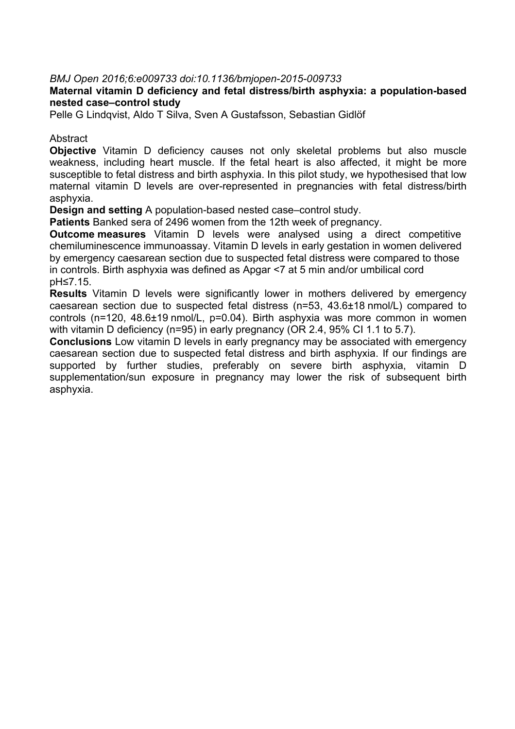*BMJ Open 2016;6:e009733 doi:10.1136/bmjopen-2015-009733*

**Maternal vitamin D deficiency and fetal distress/birth asphyxia: a population-based nested case–control study**

Pelle G Lindqvist, Aldo T Silva, Sven A Gustafsson, Sebastian Gidlöf

Abstract

**Objective** Vitamin D deficiency causes not only skeletal problems but also muscle weakness, including heart muscle. If the fetal heart is also affected, it might be more susceptible to fetal distress and birth asphyxia. In this pilot study, we hypothesised that low maternal vitamin D levels are over-represented in pregnancies with fetal distress/birth asphyxia.

**Design and setting** A population-based nested case–control study.

**Patients** Banked sera of 2496 women from the 12th week of pregnancy.

**Outcome measures** Vitamin D levels were analysed using a direct competitive chemiluminescence immunoassay. Vitamin D levels in early gestation in women delivered by emergency caesarean section due to suspected fetal distress were compared to those in controls. Birth asphyxia was defined as Apgar <7 at 5 min and/or umbilical cord pH≤7.15.

**Results** Vitamin D levels were significantly lower in mothers delivered by emergency caesarean section due to suspected fetal distress (n=53, 43.6±18 nmol/L) compared to controls (n=120, 48.6±19 nmol/L, p=0.04). Birth asphyxia was more common in women with vitamin D deficiency (n=95) in early pregnancy (OR 2.4, 95% CI 1.1 to 5.7).

**Conclusions** Low vitamin D levels in early pregnancy may be associated with emergency caesarean section due to suspected fetal distress and birth asphyxia. If our findings are supported by further studies, preferably on severe birth asphyxia, vitamin D supplementation/sun exposure in pregnancy may lower the risk of subsequent birth asphyxia.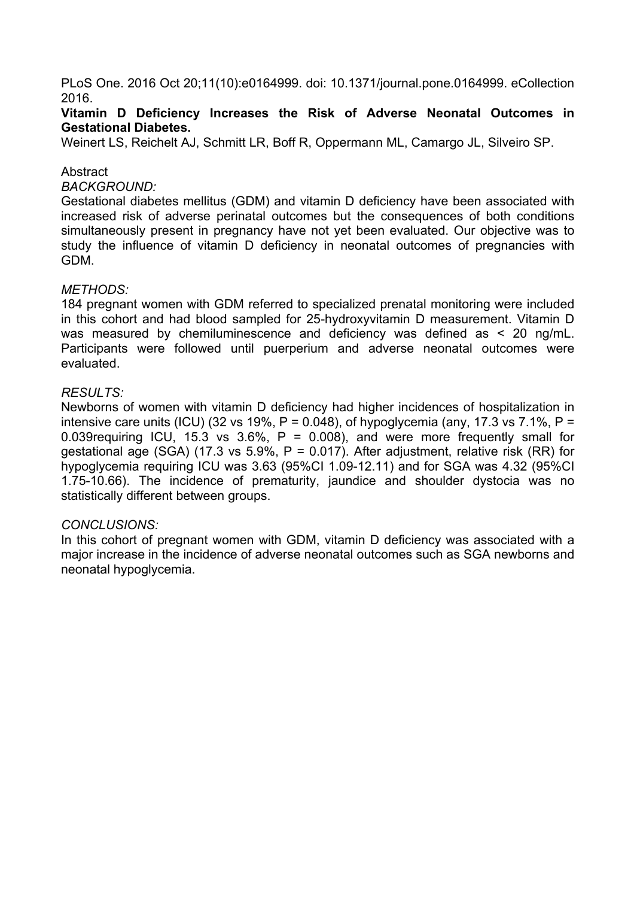PLoS One. 2016 Oct 20;11(10):e0164999. doi: 10.1371/journal.pone.0164999. eCollection 2016.

**Vitamin D Deficiency Increases the Risk of Adverse Neonatal Outcomes in Gestational Diabetes.**

Weinert LS, Reichelt AJ, Schmitt LR, Boff R, Oppermann ML, Camargo JL, Silveiro SP.

Abstract

*BACKGROUND:*

Gestational diabetes mellitus (GDM) and vitamin D deficiency have been associated with increased risk of adverse perinatal outcomes but the consequences of both conditions simultaneously present in pregnancy have not yet been evaluated. Our objective was to study the influence of vitamin D deficiency in neonatal outcomes of pregnancies with GDM.

*METHODS:*

184 pregnant women with GDM referred to specialized prenatal monitoring were included in this cohort and had blood sampled for 25-hydroxyvitamin D measurement. Vitamin D was measured by chemiluminescence and deficiency was defined as < 20 ng/mL. Participants were followed until puerperium and adverse neonatal outcomes were evaluated.

*RESULTS:*

Newborns of women with vitamin D deficiency had higher incidences of hospitalization in intensive care units (ICU) (32 vs 19%, P = 0.048), of hypoglycemia (any, 17.3 vs 7.1%, P = 0.039requiring ICU, 15.3 vs 3.6%, P = 0.008), and were more frequently small for gestational age (SGA) (17.3 vs 5.9%, P = 0.017). After adjustment, relative risk (RR) for hypoglycemia requiring ICU was 3.63 (95%CI 1.09-12.11) and for SGA was 4.32 (95%CI 1.75-10.66). The incidence of prematurity, jaundice and shoulder dystocia was no statistically different between groups.

*CONCLUSIONS:*

In this cohort of pregnant women with GDM, vitamin D deficiency was associated with a major increase in the incidence of adverse neonatal outcomes such as SGA newborns and neonatal hypoglycemia.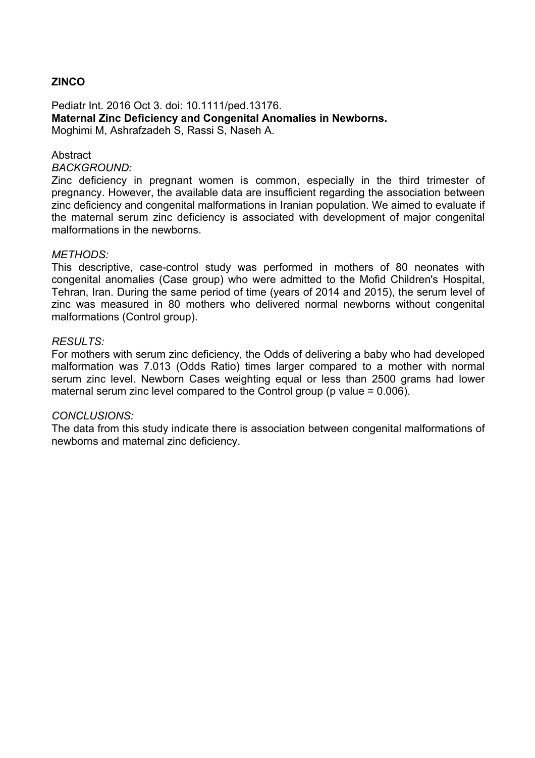**ZINCO**

Pediatr Int. 2016 Oct 3. doi: 10.1111/ped.13176.
**Maternal Zinc Deficiency and Congenital Anomalies in Newborns.**
Moghimi M, Ashrafzadeh S, Rassi S, Naseh A.

Abstract

*BACKGROUND:*

Zinc deficiency in pregnant women is common, especially in the third trimester of pregnancy. However, the available data are insufficient regarding the association between zinc deficiency and congenital malformations in Iranian population. We aimed to evaluate if the maternal serum zinc deficiency is associated with development of major congenital malformations in the newborns.

*METHODS:*

This descriptive, case-control study was performed in mothers of 80 neonates with congenital anomalies (Case group) who were admitted to the Mofid Children's Hospital, Tehran, Iran. During the same period of time (years of 2014 and 2015), the serum level of zinc was measured in 80 mothers who delivered normal newborns without congenital malformations (Control group).

*RESULTS:*

For mothers with serum zinc deficiency, the Odds of delivering a baby who had developed malformation was 7.013 (Odds Ratio) times larger compared to a mother with normal serum zinc level. Newborn Cases weighting equal or less than 2500 grams had lower maternal serum zinc level compared to the Control group (p value = 0.006).

*CONCLUSIONS:*

The data from this study indicate there is association between congenital malformations of newborns and maternal zinc deficiency.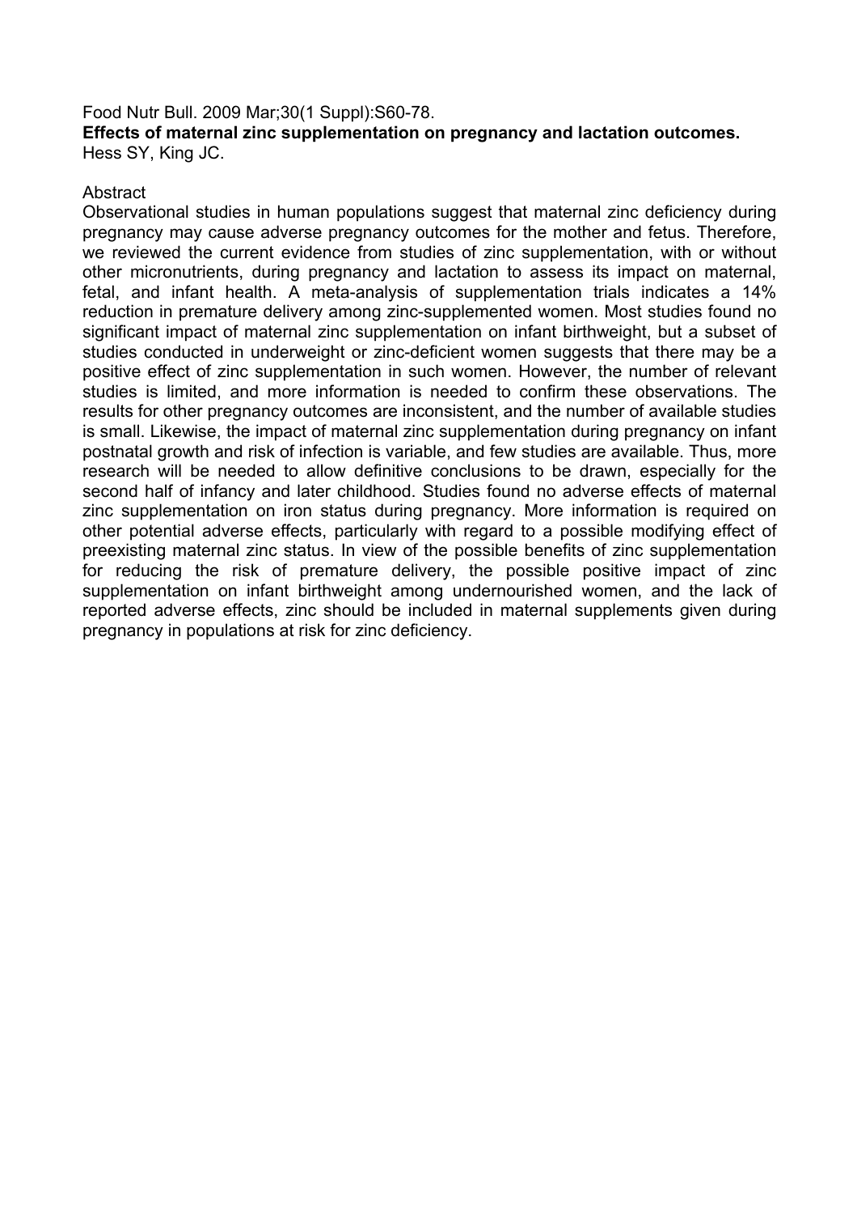Food Nutr Bull. 2009 Mar;30(1 Suppl):S60-78.

**Effects of maternal zinc supplementation on pregnancy and lactation outcomes.**

Hess SY, King JC.

Abstract

Observational studies in human populations suggest that maternal zinc deficiency during pregnancy may cause adverse pregnancy outcomes for the mother and fetus. Therefore, we reviewed the current evidence from studies of zinc supplementation, with or without other micronutrients, during pregnancy and lactation to assess its impact on maternal, fetal, and infant health. A meta-analysis of supplementation trials indicates a 14% reduction in premature delivery among zinc-supplemented women. Most studies found no significant impact of maternal zinc supplementation on infant birthweight, but a subset of studies conducted in underweight or zinc-deficient women suggests that there may be a positive effect of zinc supplementation in such women. However, the number of relevant studies is limited, and more information is needed to confirm these observations. The results for other pregnancy outcomes are inconsistent, and the number of available studies is small. Likewise, the impact of maternal zinc supplementation during pregnancy on infant postnatal growth and risk of infection is variable, and few studies are available. Thus, more research will be needed to allow definitive conclusions to be drawn, especially for the second half of infancy and later childhood. Studies found no adverse effects of maternal zinc supplementation on iron status during pregnancy. More information is required on other potential adverse effects, particularly with regard to a possible modifying effect of preexisting maternal zinc status. In view of the possible benefits of zinc supplementation for reducing the risk of premature delivery, the possible positive impact of zinc supplementation on infant birthweight among undernourished women, and the lack of reported adverse effects, zinc should be included in maternal supplements given during pregnancy in populations at risk for zinc deficiency.